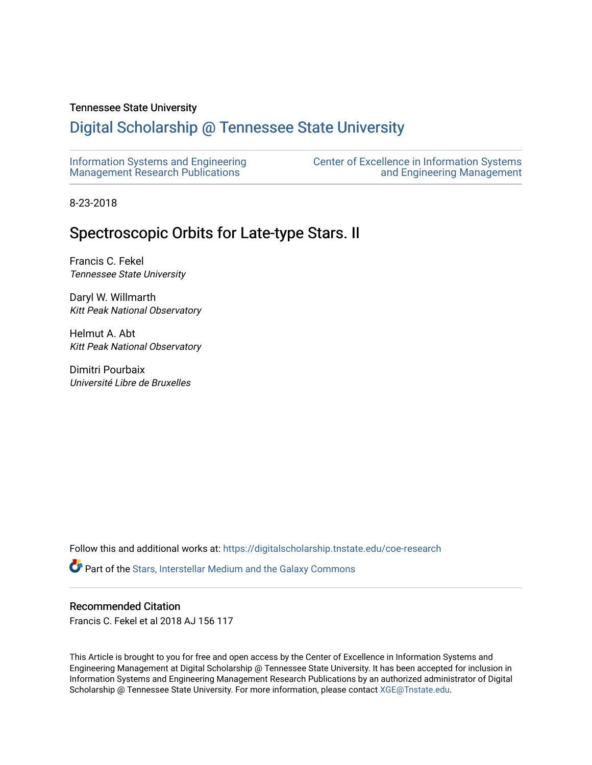Tennessee State University

# Digital Scholarship @ Tennessee State University

Information Systems and Engineering Management Research Publications

Center of Excellence in Information Systems and Engineering Management

8-23-2018

## Spectroscopic Orbits for Late-type Stars. II

Francis C. Fekel
*Tennessee State University*

Daryl W. Willmarth
*Kitt Peak National Observatory*

Helmut A. Abt
*Kitt Peak National Observatory*

Dimitri Pourbaix
*Université Libre de Bruxelles*

Follow this and additional works at: https://digitalscholarship.tnstate.edu/coe-research

Part of the Stars, Interstellar Medium and the Galaxy Commons

### Recommended Citation

Francis C. Fekel et al 2018 AJ 156 117

This Article is brought to you for free and open access by the Center of Excellence in Information Systems and Engineering Management at Digital Scholarship @ Tennessee State University. It has been accepted for inclusion in Information Systems and Engineering Management Research Publications by an authorized administrator of Digital Scholarship @ Tennessee State University. For more information, please contact XGE@Tnstate.edu.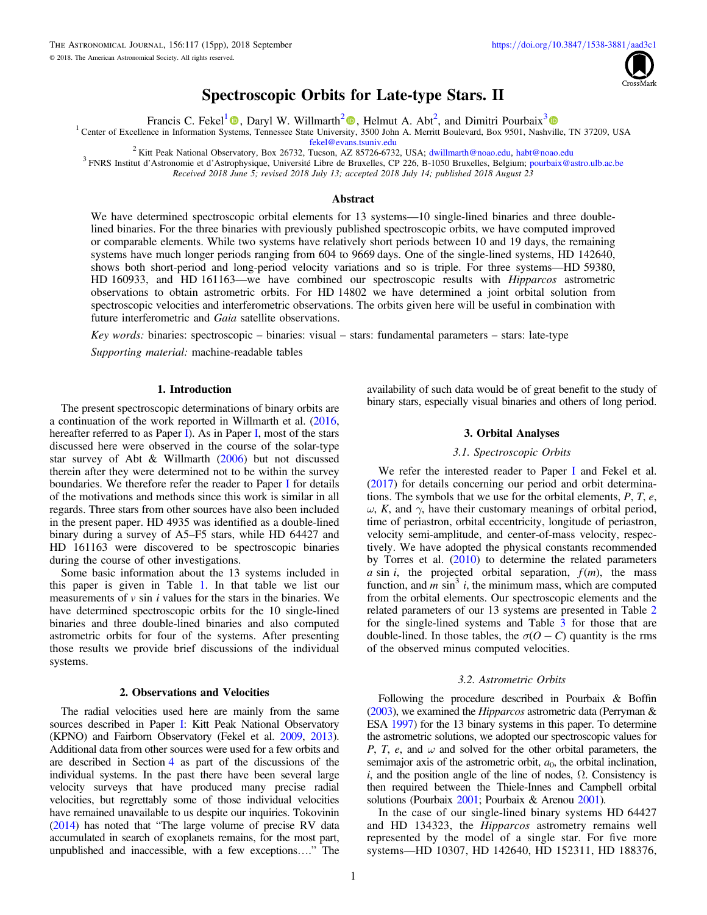# Spectroscopic Orbits for Late-type Stars. II

Francis C. Fekel[1], Daryl W. Willmarth[2], Helmut A. Abt[2], and Dimitri Pourbaix[3]

[1] Center of Excellence in Information Systems, Tennessee State University, 3500 John A. Merritt Boulevard, Box 9501, Nashville, TN 37209, USA fekel@evans.tsuniv.edu

[2] Kitt Peak National Observatory, Box 26732, Tucson, AZ 85726-6732, USA; dwillmarth@noao.edu, habt@noao.edu

[3] FNRS Institut d'Astronomie et d'Astrophysique, Université Libre de Bruxelles, CP 226, B-1050 Bruxelles, Belgium; pourbaix@astro.ulb.ac.be

*Received 2018 June 5; revised 2018 July 13; accepted 2018 July 14; published 2018 August 23*

## Abstract

We have determined spectroscopic orbital elements for 13 systems—10 single-lined binaries and three double-lined binaries. For the three binaries with previously published spectroscopic orbits, we have computed improved or comparable elements. While two systems have relatively short periods between 10 and 19 days, the remaining systems have much longer periods ranging from 604 to 9669 days. One of the single-lined systems, HD 142640, shows both short-period and long-period velocity variations and so is triple. For three systems—HD 59380, HD 160933, and HD 161163—we have combined our spectroscopic results with *Hipparcos* astrometric observations to obtain astrometric orbits. For HD 14802 we have determined a joint orbital solution from spectroscopic velocities and interferometric observations. The orbits given here will be useful in combination with future interferometric and *Gaia* satellite observations.

*Key words:* binaries: spectroscopic – binaries: visual – stars: fundamental parameters – stars: late-type

*Supporting material:* machine-readable tables

## 1. Introduction

The present spectroscopic determinations of binary orbits are a continuation of the work reported in Willmarth et al. (2016, hereafter referred to as Paper I). As in Paper I, most of the stars discussed here were observed in the course of the solar-type star survey of Abt & Willmarth (2006) but not discussed therein after they were determined not to be within the survey boundaries. We therefore refer the reader to Paper I for details of the motivations and methods since this work is similar in all regards. Three stars from other sources have also been included in the present paper. HD 4935 was identified as a double-lined binary during a survey of A5–F5 stars, while HD 64427 and HD 161163 were discovered to be spectroscopic binaries during the course of other investigations.

Some basic information about the 13 systems included in this paper is given in Table 1. In that table we list our measurements of $v$ sin $i$ values for the stars in the binaries. We have determined spectroscopic orbits for the 10 single-lined binaries and three double-lined binaries and also computed astrometric orbits for four of the systems. After presenting those results we provide brief discussions of the individual systems.

## 2. Observations and Velocities

The radial velocities used here are mainly from the same sources described in Paper I: Kitt Peak National Observatory (KPNO) and Fairborn Observatory (Fekel et al. 2009, 2013). Additional data from other sources were used for a few orbits and are described in Section 4 as part of the discussions of the individual systems. In the past there have been several large velocity surveys that have produced many precise radial velocities, but regrettably some of those individual velocities have remained unavailable to us despite our inquiries. Tokovinin (2014) has noted that "The large volume of precise RV data accumulated in search of exoplanets remains, for the most part, unpublished and inaccessible, with a few exceptions…." The availability of such data would be of great benefit to the study of binary stars, especially visual binaries and others of long period.

## 3. Orbital Analyses

### 3.1. Spectroscopic Orbits

We refer the interested reader to Paper I and Fekel et al. (2017) for details concerning our period and orbit determinations. The symbols that we use for the orbital elements, $P$, $T$, $e$, $\omega$, $K$, and $\gamma$, have their customary meanings of orbital period, time of periastron, orbital eccentricity, longitude of periastron, velocity semi-amplitude, and center-of-mass velocity, respectively. We have adopted the physical constants recommended by Torres et al. (2010) to determine the related parameters $a$ sin $i$, the projected orbital separation, $f(m)$, the mass function, and $m$ sin$^3$ $i$, the minimum mass, which are computed from the orbital elements. Our spectroscopic elements and the related parameters of our 13 systems are presented in Table 2 for the single-lined systems and Table 3 for those that are double-lined. In those tables, the $\sigma(O - C)$ quantity is the rms of the observed minus computed velocities.

### 3.2. Astrometric Orbits

Following the procedure described in Pourbaix & Boffin (2003), we examined the *Hipparcos* astrometric data (Perryman & ESA 1997) for the 13 binary systems in this paper. To determine the astrometric solutions, we adopted our spectroscopic values for $P$, $T$, $e$, and $\omega$ and solved for the other orbital parameters, the semimajor axis of the astrometric orbit, $a_0$, the orbital inclination, $i$, and the position angle of the line of nodes, $\Omega$. Consistency is then required between the Thiele-Innes and Campbell orbital solutions (Pourbaix 2001; Pourbaix & Arenou 2001).

In the case of our single-lined binary systems HD 64427 and HD 134323, the *Hipparcos* astrometry remains well represented by the model of a single star. For five more systems—HD 10307, HD 142640, HD 152311, HD 188376,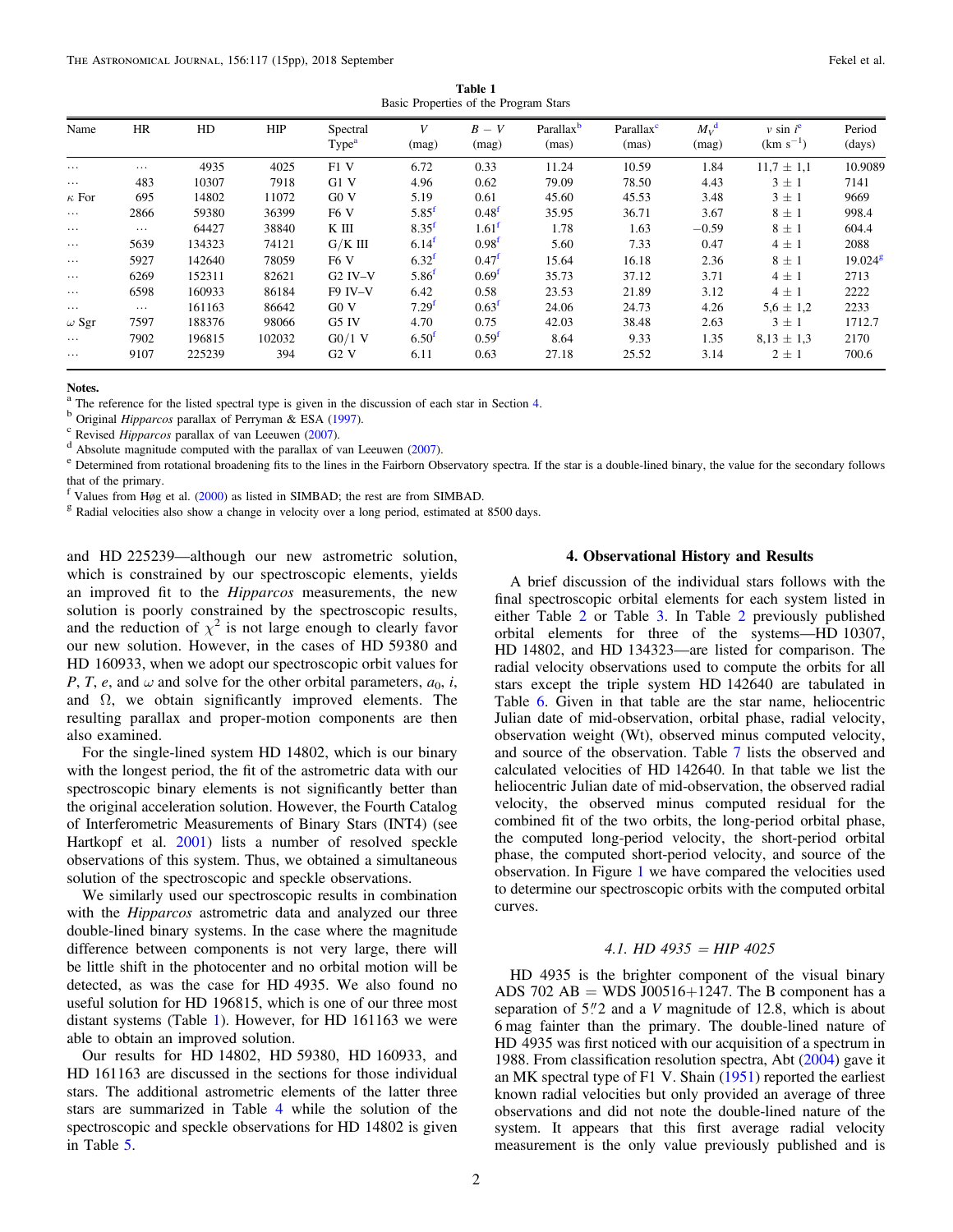**Table 1**
Basic Properties of the Program Stars

| Name | HR | HD | HIP | Spectral Type[a] | $V$ (mag) | $B-V$ (mag) | Parallax[b] (mas) | Parallax[c] (mas) | $M_V$[d] (mag) | $v \sin i$[e] (km s$^{-1}$) | Period (days) |
|---|---|---|---|---|---|---|---|---|---|---|---|
| ⋯ | ⋯ | 4935 | 4025 | F1 V | 6.72 | 0.33 | 11.24 | 10.59 | 1.84 | 11,7 ± 1,1 | 10.9089 |
| ⋯ | 483 | 10307 | 7918 | G1 V | 4.96 | 0.62 | 79.09 | 78.50 | 4.43 | 3 ± 1 | 7141 |
| $\kappa$ For | 695 | 14802 | 11072 | G0 V | 5.19 | 0.61 | 45.60 | 45.53 | 3.48 | 3 ± 1 | 9669 |
| ⋯ | 2866 | 59380 | 36399 | F6 V | 5.85[f] | 0.48[f] | 35.95 | 36.71 | 3.67 | 8 ± 1 | 998.4 |
| ⋯ | ⋯ | 64427 | 38840 | K III | 8.35[f] | 1.61[f] | 1.78 | 1.63 | −0.59 | 8 ± 1 | 604.4 |
| ⋯ | 5639 | 134323 | 74121 | G/K III | 6.14[f] | 0.98[f] | 5.60 | 7.33 | 0.47 | 4 ± 1 | 2088 |
| ⋯ | 5927 | 142640 | 78059 | F6 V | 6.32[f] | 0.47[f] | 15.64 | 16.18 | 2.36 | 8 ± 1 | 19.024[g] |
| ⋯ | 6269 | 152311 | 82621 | G2 IV–V | 5.86[f] | 0.69[f] | 35.73 | 37.12 | 3.71 | 4 ± 1 | 2713 |
| ⋯ | 6598 | 160933 | 86184 | F9 IV–V | 6.42 | 0.58 | 23.53 | 21.89 | 3.12 | 4 ± 1 | 2222 |
| ⋯ | ⋯ | 161163 | 86642 | G0 V | 7.29[f] | 0.63[f] | 24.06 | 24.73 | 4.26 | 5,6 ± 1,2 | 2233 |
| $\omega$ Sgr | 7597 | 188376 | 98066 | G5 IV | 4.70 | 0.75 | 42.03 | 38.48 | 2.63 | 3 ± 1 | 1712.7 |
| ⋯ | 7902 | 196815 | 102032 | G0/1 V | 6.50[f] | 0.59[f] | 8.64 | 9.33 | 1.35 | 8,13 ± 1,3 | 2170 |
| ⋯ | 9107 | 225239 | 394 | G2 V | 6.11 | 0.63 | 27.18 | 25.52 | 3.14 | 2 ± 1 | 700.6 |

**Notes.**
[a] The reference for the listed spectral type is given in the discussion of each star in Section 4.
[b] Original *Hipparcos* parallax of Perryman & ESA (1997).
[c] Revised *Hipparcos* parallax of van Leeuwen (2007).
[d] Absolute magnitude computed with the parallax of van Leeuwen (2007).
[e] Determined from rotational broadening fits to the lines in the Fairborn Observatory spectra. If the star is a double-lined binary, the value for the secondary follows that of the primary.
[f] Values from Høg et al. (2000) as listed in SIMBAD; the rest are from SIMBAD.
[g] Radial velocities also show a change in velocity over a long period, estimated at 8500 days.

and HD 225239—although our new astrometric solution, which is constrained by our spectroscopic elements, yields an improved fit to the *Hipparcos* measurements, the new solution is poorly constrained by the spectroscopic results, and the reduction of $\chi^2$ is not large enough to clearly favor our new solution. However, in the cases of HD 59380 and HD 160933, when we adopt our spectroscopic orbit values for $P$, $T$, $e$, and $\omega$ and solve for the other orbital parameters, $a_0$, $i$, and $\Omega$, we obtain significantly improved elements. The resulting parallax and proper-motion components are then also examined.

For the single-lined system HD 14802, which is our binary with the longest period, the fit of the astrometric data with our spectroscopic binary elements is not significantly better than the original acceleration solution. However, the Fourth Catalog of Interferometric Measurements of Binary Stars (INT4) (see Hartkopf et al. 2001) lists a number of resolved speckle observations of this system. Thus, we obtained a simultaneous solution of the spectroscopic and speckle observations.

We similarly used our spectroscopic results in combination with the *Hipparcos* astrometric data and analyzed our three double-lined binary systems. In the case where the magnitude difference between components is not very large, there will be little shift in the photocenter and no orbital motion will be detected, as was the case for HD 4935. We also found no useful solution for HD 196815, which is one of our three most distant systems (Table 1). However, for HD 161163 we were able to obtain an improved solution.

Our results for HD 14802, HD 59380, HD 160933, and HD 161163 are discussed in the sections for those individual stars. The additional astrometric elements of the latter three stars are summarized in Table 4 while the solution of the spectroscopic and speckle observations for HD 14802 is given in Table 5.

## 4. Observational History and Results

A brief discussion of the individual stars follows with the final spectroscopic orbital elements for each system listed in either Table 2 or Table 3. In Table 2 previously published orbital elements for three of the systems—HD 10307, HD 14802, and HD 134323—are listed for comparison. The radial velocity observations used to compute the orbits for all stars except the triple system HD 142640 are tabulated in Table 6. Given in that table are the star name, heliocentric Julian date of mid-observation, orbital phase, radial velocity, observation weight (Wt), observed minus computed velocity, and source of the observation. Table 7 lists the observed and calculated velocities of HD 142640. In that table we list the heliocentric Julian date of mid-observation, the observed radial velocity, the observed minus computed residual for the combined fit of the two orbits, the long-period orbital phase, the computed long-period velocity, the short-period orbital phase, the computed short-period velocity, and source of the observation. In Figure 1 we have compared the velocities used to determine our spectroscopic orbits with the computed orbital curves.

### 4.1. HD 4935 = HIP 4025

HD 4935 is the brighter component of the visual binary ADS 702 AB = WDS J00516+1247. The B component has a separation of 5″2 and a $V$ magnitude of 12.8, which is about 6 mag fainter than the primary. The double-lined nature of HD 4935 was first noticed with our acquisition of a spectrum in 1988. From classification resolution spectra, Abt (2004) gave it an MK spectral type of F1 V. Shain (1951) reported the earliest known radial velocities but only provided an average of three observations and did not note the double-lined nature of the system. It appears that this first average radial velocity measurement is the only value previously published and is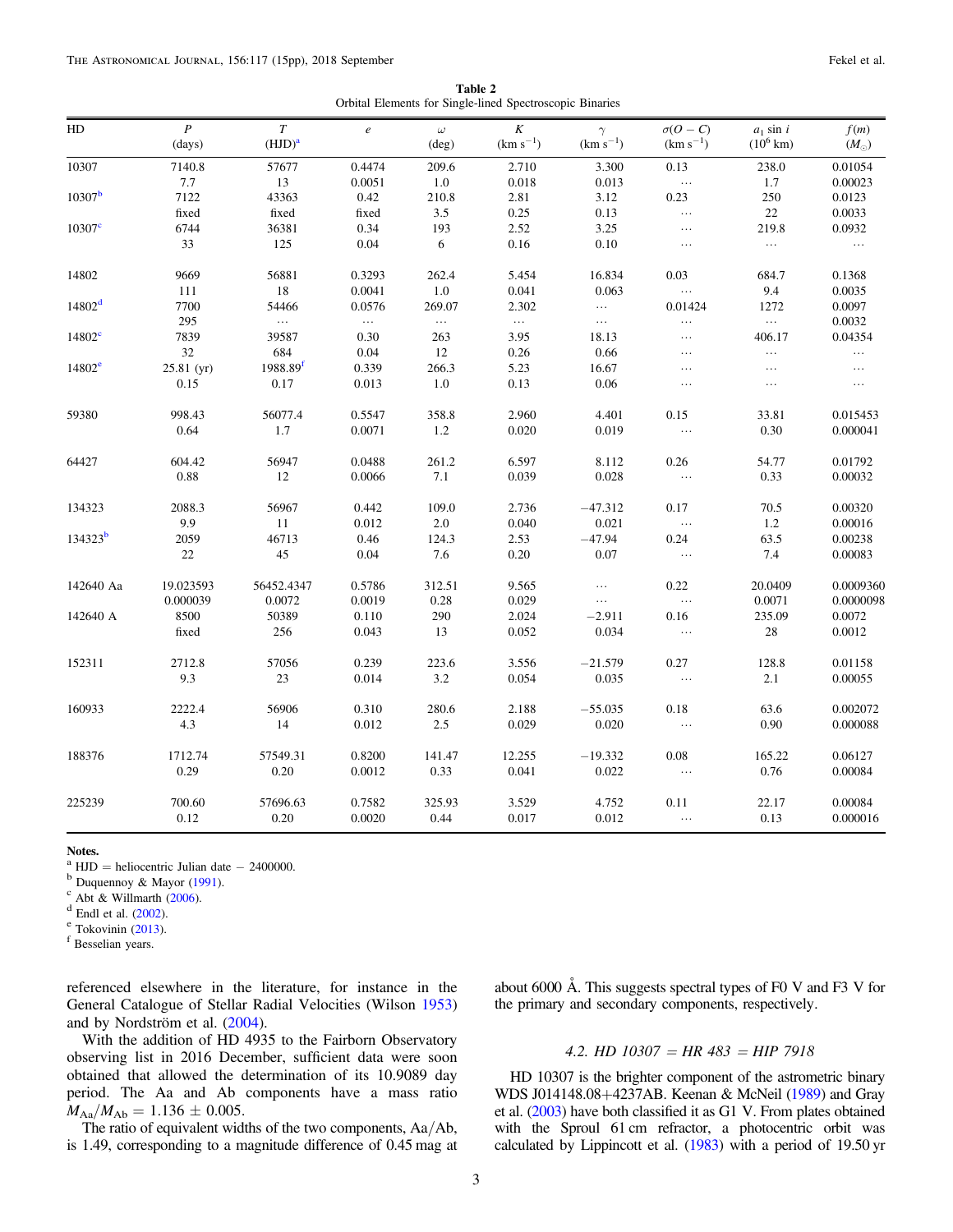**Table 2**
Orbital Elements for Single-lined Spectroscopic Binaries

| HD | $P$ (days) | $T$ (HJD)[a] | $e$ | $\omega$ (deg) | $K$ (km s$^{-1}$) | $\gamma$ (km s$^{-1}$) | $\sigma(O-C)$ (km s$^{-1}$) | $a_1 \sin i$ ($10^6$ km) | $f(m)$ ($M_{\odot}$) |
|---|---|---|---|---|---|---|---|---|---|
| 10307 | 7140.8 | 57677 | 0.4474 | 209.6 | 2.710 | 3.300 | 0.13 | 238.0 | 0.01054 |
| | 7.7 | 13 | 0.0051 | 1.0 | 0.018 | 0.013 | … | 1.7 | 0.00023 |
| 10307[b] | 7122 | 43363 | 0.42 | 210.8 | 2.81 | 3.12 | 0.23 | 250 | 0.0123 |
| | fixed | fixed | fixed | 3.5 | 0.25 | 0.13 | … | 22 | 0.0033 |
| 10307[c] | 6744 | 36381 | 0.34 | 193 | 2.52 | 3.25 | … | 219.8 | 0.0932 |
| | 33 | 125 | 0.04 | 6 | 0.16 | 0.10 | … | … | … |
| 14802 | 9669 | 56881 | 0.3293 | 262.4 | 5.454 | 16.834 | 0.03 | 684.7 | 0.1368 |
| | 111 | 18 | 0.0041 | 1.0 | 0.041 | 0.063 | … | 9.4 | 0.0035 |
| 14802[d] | 7700 | 54466 | 0.0576 | 269.07 | 2.302 | … | 0.01424 | 1272 | 0.0097 |
| | 295 | … | … | … | … | … | … | … | 0.0032 |
| 14802[c] | 7839 | 39587 | 0.30 | 263 | 3.95 | 18.13 | … | 406.17 | 0.04354 |
| | 32 | 684 | 0.04 | 12 | 0.26 | 0.66 | … | … | … |
| 14802[e] | 25.81 (yr) | 1988.89[f] | 0.339 | 266.3 | 5.23 | 16.67 | … | … | … |
| | 0.15 | 0.17 | 0.013 | 1.0 | 0.13 | 0.06 | … | … | … |
| 59380 | 998.43 | 56077.4 | 0.5547 | 358.8 | 2.960 | 4.401 | 0.15 | 33.81 | 0.015453 |
| | 0.64 | 1.7 | 0.0071 | 1.2 | 0.020 | 0.019 | … | 0.30 | 0.000041 |
| 64427 | 604.42 | 56947 | 0.0488 | 261.2 | 6.597 | 8.112 | 0.26 | 54.77 | 0.01792 |
| | 0.88 | 12 | 0.0066 | 7.1 | 0.039 | 0.028 | … | 0.33 | 0.00032 |
| 134323 | 2088.3 | 56967 | 0.442 | 109.0 | 2.736 | −47.312 | 0.17 | 70.5 | 0.00320 |
| | 9.9 | 11 | 0.012 | 2.0 | 0.040 | 0.021 | … | 1.2 | 0.00016 |
| 134323[b] | 2059 | 46713 | 0.46 | 124.3 | 2.53 | −47.94 | 0.24 | 63.5 | 0.00238 |
| | 22 | 45 | 0.04 | 7.6 | 0.20 | 0.07 | … | 7.4 | 0.00083 |
| 142640 Aa | 19.023593 | 56452.4347 | 0.5786 | 312.51 | 9.565 | … | 0.22 | 20.0409 | 0.0009360 |
| | 0.000039 | 0.0072 | 0.0019 | 0.28 | 0.029 | … | … | 0.0071 | 0.0000098 |
| 142640 A | 8500 | 50389 | 0.110 | 290 | 2.024 | −2.911 | 0.16 | 235.09 | 0.0072 |
| | fixed | 256 | 0.043 | 13 | 0.052 | 0.034 | … | 28 | 0.0012 |
| 152311 | 2712.8 | 57056 | 0.239 | 223.6 | 3.556 | −21.579 | 0.27 | 128.8 | 0.01158 |
| | 9.3 | 23 | 0.014 | 3.2 | 0.054 | 0.035 | … | 2.1 | 0.00055 |
| 160933 | 2222.4 | 56906 | 0.310 | 280.6 | 2.188 | −55.035 | 0.18 | 63.6 | 0.002072 |
| | 4.3 | 14 | 0.012 | 2.5 | 0.029 | 0.020 | … | 0.90 | 0.000088 |
| 188376 | 1712.74 | 57549.31 | 0.8200 | 141.47 | 12.255 | −19.332 | 0.08 | 165.22 | 0.06127 |
| | 0.29 | 0.20 | 0.0012 | 0.33 | 0.041 | 0.022 | … | 0.76 | 0.00084 |
| 225239 | 700.60 | 57696.63 | 0.7582 | 325.93 | 3.529 | 4.752 | 0.11 | 22.17 | 0.00084 |
| | 0.12 | 0.20 | 0.0020 | 0.44 | 0.017 | 0.012 | … | 0.13 | 0.000016 |

**Notes.**
[a] HJD = heliocentric Julian date − 2400000.
[b] Duquennoy & Mayor (1991).
[c] Abt & Willmarth (2006).
[d] Endl et al. (2002).
[e] Tokovinin (2013).
[f] Besselian years.

referenced elsewhere in the literature, for instance in the General Catalogue of Stellar Radial Velocities (Wilson 1953) and by Nordström et al. (2004).

With the addition of HD 4935 to the Fairborn Observatory observing list in 2016 December, sufficient data were soon obtained that allowed the determination of its 10.9089 day period. The Aa and Ab components have a mass ratio $M_{Aa}/M_{Ab} = 1.136 \pm 0.005$.

The ratio of equivalent widths of the two components, Aa/Ab, is 1.49, corresponding to a magnitude difference of 0.45 mag at about 6000 Å. This suggests spectral types of F0 V and F3 V for the primary and secondary components, respectively.

### 4.2. HD 10307 = HR 483 = HIP 7918

HD 10307 is the brighter component of the astrometric binary WDS J014148.08+4237AB. Keenan & McNeil (1989) and Gray et al. (2003) have both classified it as G1 V. From plates obtained with the Sproul 61 cm refractor, a photocentric orbit was calculated by Lippincott et al. (1983) with a period of 19.50 yr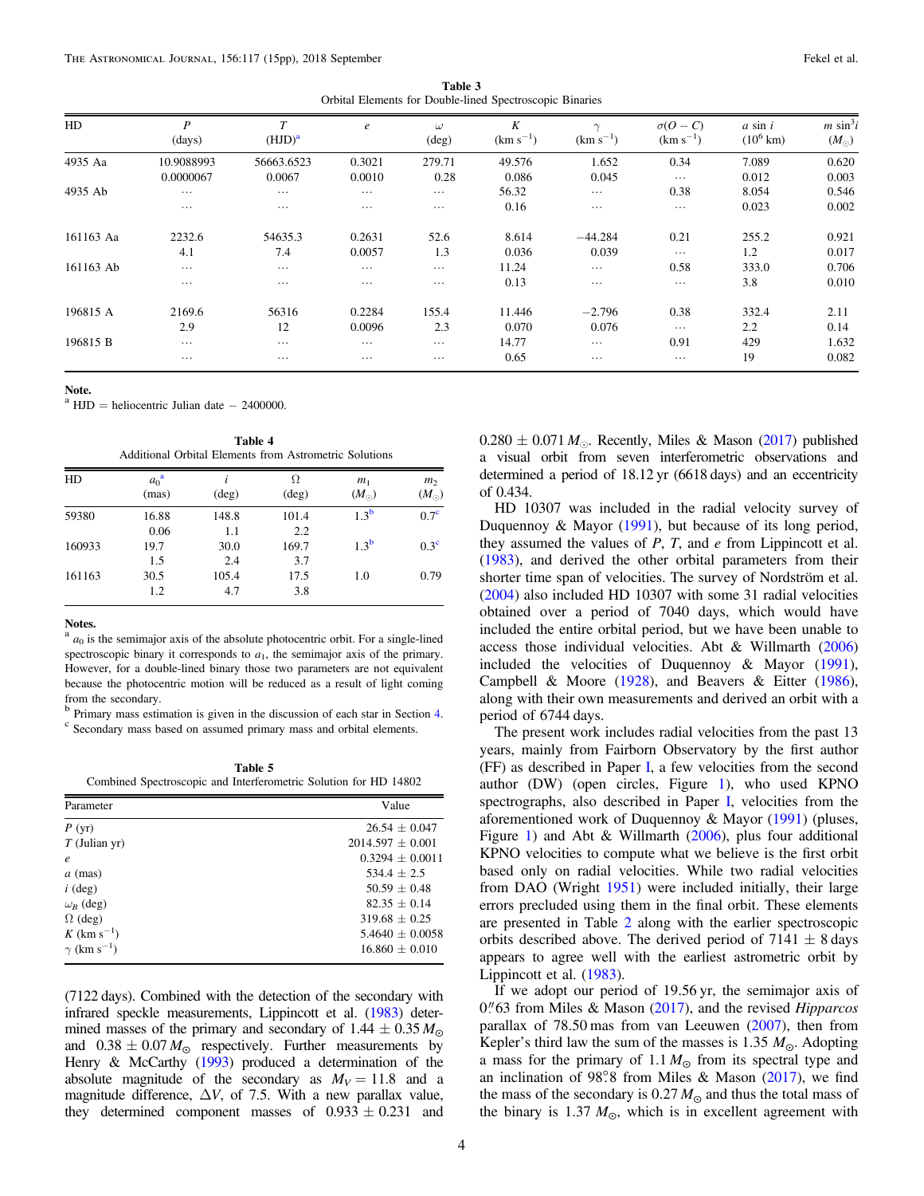**Table 3**
Orbital Elements for Double-lined Spectroscopic Binaries

| HD | $P$ (days) | $T$ (HJD)[a] | $e$ | $\omega$ (deg) | $K$ (km s$^{-1}$) | $\gamma$ (km s$^{-1}$) | $\sigma(O-C)$ (km s$^{-1}$) | $a \sin i$ ($10^6$ km) | $m \sin^3 i$ ($M_\odot$) |
|---|---|---|---|---|---|---|---|---|---|
| 4935 Aa | 10.9088993 | 56663.6523 | 0.3021 | 279.71 | 49.576 | 1.652 | 0.34 | 7.089 | 0.620 |
| | 0.0000067 | 0.0067 | 0.0010 | 0.28 | 0.086 | 0.045 | ... | 0.012 | 0.003 |
| 4935 Ab | ... | ... | ... | ... | 56.32 | ... | 0.38 | 8.054 | 0.546 |
| | ... | ... | ... | ... | 0.16 | ... | ... | 0.023 | 0.002 |
| 161163 Aa | 2232.6 | 54635.3 | 0.2631 | 52.6 | 8.614 | −44.284 | 0.21 | 255.2 | 0.921 |
| | 4.1 | 7.4 | 0.0057 | 1.3 | 0.036 | 0.039 | ... | 1.2 | 0.017 |
| 161163 Ab | ... | ... | ... | ... | 11.24 | ... | 0.58 | 333.0 | 0.706 |
| | ... | ... | ... | ... | 0.13 | ... | ... | 3.8 | 0.010 |
| 196815 A | 2169.6 | 56316 | 0.2284 | 155.4 | 11.446 | −2.796 | 0.38 | 332.4 | 2.11 |
| | 2.9 | 12 | 0.0096 | 2.3 | 0.070 | 0.076 | ... | 2.2 | 0.14 |
| 196815 B | ... | ... | ... | ... | 14.77 | ... | 0.91 | 429 | 1.632 |
| | ... | ... | ... | ... | 0.65 | ... | ... | 19 | 0.082 |

**Note.**
[a] HJD = heliocentric Julian date − 2400000.

**Table 4**
Additional Orbital Elements from Astrometric Solutions

| HD | $a_0$[a] (mas) | $i$ (deg) | $\Omega$ (deg) | $m_1$ ($M_\odot$) | $m_2$ ($M_\odot$) |
|---|---|---|---|---|---|
| 59380 | 16.88 | 148.8 | 101.4 | 1.3[b] | 0.7[c] |
| | 0.06 | 1.1 | 2.2 | | |
| 160933 | 19.7 | 30.0 | 169.7 | 1.3[b] | 0.3[c] |
| | 1.5 | 2.4 | 3.7 | | |
| 161163 | 30.5 | 105.4 | 17.5 | 1.0 | 0.79 |
| | 1.2 | 4.7 | 3.8 | | |

**Notes.**
[a] $a_0$ is the semimajor axis of the absolute photocentric orbit. For a single-lined spectroscopic binary it corresponds to $a_1$, the semimajor axis of the primary. However, for a double-lined binary those two parameters are not equivalent because the photocentric motion will be reduced as a result of light coming from the secondary.
[b] Primary mass estimation is given in the discussion of each star in Section 4.
[c] Secondary mass based on assumed primary mass and orbital elements.

**Table 5**
Combined Spectroscopic and Interferometric Solution for HD 14802

| Parameter | Value |
|---|---|
| $P$ (yr) | 26.54 ± 0.047 |
| $T$ (Julian yr) | 2014.597 ± 0.001 |
| $e$ | 0.3294 ± 0.0011 |
| $a$ (mas) | 534.4 ± 2.5 |
| $i$ (deg) | 50.59 ± 0.48 |
| $\omega_B$ (deg) | 82.35 ± 0.14 |
| $\Omega$ (deg) | 319.68 ± 0.25 |
| $K$ (km s$^{-1}$) | 5.4640 ± 0.0058 |
| $\gamma$ (km s$^{-1}$) | 16.860 ± 0.010 |

(7122 days). Combined with the detection of the secondary with infrared speckle measurements, Lippincott et al. (1983) determined masses of the primary and secondary of $1.44 \pm 0.35\,M_\odot$ and $0.38 \pm 0.07\,M_\odot$ respectively. Further measurements by Henry & McCarthy (1993) produced a determination of the absolute magnitude of the secondary as $M_V = 11.8$ and a magnitude difference, $\Delta V$, of 7.5. With a new parallax value, they determined component masses of $0.933 \pm 0.231$ and $0.280 \pm 0.071\,M_\odot$. Recently, Miles & Mason (2017) published a visual orbit from seven interferometric observations and determined a period of 18.12 yr (6618 days) and an eccentricity of 0.434.

HD 10307 was included in the radial velocity survey of Duquennoy & Mayor (1991), but because of its long period, they assumed the values of $P$, $T$, and $e$ from Lippincott et al. (1983), and derived the other orbital parameters from their shorter time span of velocities. The survey of Nordström et al. (2004) also included HD 10307 with some 31 radial velocities obtained over a period of 7040 days, which would have included the entire orbital period, but we have been unable to access those individual velocities. Abt & Willmarth (2006) included the velocities of Duquennoy & Mayor (1991), Campbell & Moore (1928), and Beavers & Eitter (1986), along with their own measurements and derived an orbit with a period of 6744 days.

The present work includes radial velocities from the past 13 years, mainly from Fairborn Observatory by the first author (FF) as described in Paper I, a few velocities from the second author (DW) (open circles, Figure 1), who used KPNO spectrographs, also described in Paper I, velocities from the aforementioned work of Duquennoy & Mayor (1991) (pluses, Figure 1) and Abt & Willmarth (2006), plus four additional KPNO velocities to compute what we believe is the first orbit based only on radial velocities. While two radial velocities from DAO (Wright 1951) were included initially, their large errors precluded using them in the final orbit. These elements are presented in Table 2 along with the earlier spectroscopic orbits described above. The derived period of $7141 \pm 8$ days appears to agree well with the earliest astrometric orbit by Lippincott et al. (1983).

If we adopt our period of 19.56 yr, the semimajor axis of 0$''$63 from Miles & Mason (2017), and the revised *Hipparcos* parallax of 78.50 mas from van Leeuwen (2007), then from Kepler's third law the sum of the masses is $1.35\,M_\odot$. Adopting a mass for the primary of $1.1\,M_\odot$ from its spectral type and an inclination of 98$^\circ$8 from Miles & Mason (2017), we find the mass of the secondary is $0.27\,M_\odot$ and thus the total mass of the binary is $1.37\,M_\odot$, which is in excellent agreement with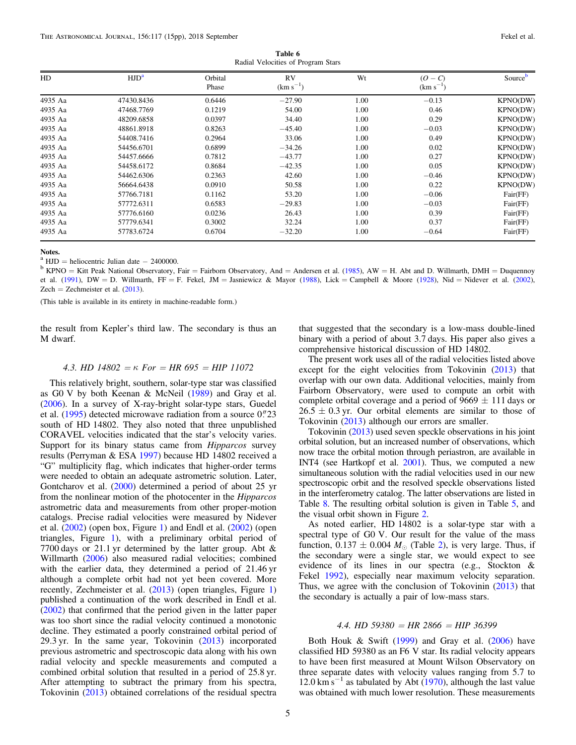**Table 6**
Radial Velocities of Program Stars

| HD | HJD[a] | Orbital Phase | RV (km s$^{-1}$) | Wt | $(O - C)$ (km s$^{-1}$) | Source[b] |
|---|---|---|---|---|---|---|
| 4935 Aa | 47430.8436 | 0.6446 | −27.90 | 1.00 | −0.13 | KPNO(DW) |
| 4935 Aa | 47468.7769 | 0.1219 | 54.00 | 1.00 | 0.46 | KPNO(DW) |
| 4935 Aa | 48209.6858 | 0.0397 | 34.40 | 1.00 | 0.29 | KPNO(DW) |
| 4935 Aa | 48861.8918 | 0.8263 | −45.40 | 1.00 | −0.03 | KPNO(DW) |
| 4935 Aa | 54408.7416 | 0.2964 | 33.06 | 1.00 | 0.49 | KPNO(DW) |
| 4935 Aa | 54456.6701 | 0.6899 | −34.26 | 1.00 | 0.02 | KPNO(DW) |
| 4935 Aa | 54457.6666 | 0.7812 | −43.77 | 1.00 | 0.27 | KPNO(DW) |
| 4935 Aa | 54458.6172 | 0.8684 | −42.35 | 1.00 | 0.05 | KPNO(DW) |
| 4935 Aa | 54462.6306 | 0.2363 | 42.60 | 1.00 | −0.46 | KPNO(DW) |
| 4935 Aa | 56664.6438 | 0.0910 | 50.58 | 1.00 | 0.22 | KPNO(DW) |
| 4935 Aa | 57766.7181 | 0.1162 | 53.20 | 1.00 | −0.06 | Fair(FF) |
| 4935 Aa | 57772.6311 | 0.6583 | −29.83 | 1.00 | −0.03 | Fair(FF) |
| 4935 Aa | 57776.6160 | 0.0236 | 26.43 | 1.00 | 0.39 | Fair(FF) |
| 4935 Aa | 57779.6341 | 0.3002 | 32.24 | 1.00 | 0.37 | Fair(FF) |
| 4935 Aa | 57783.6724 | 0.6704 | −32.20 | 1.00 | −0.64 | Fair(FF) |

**Notes.**
[a] HJD = heliocentric Julian date − 2400000.
[b] KPNO = Kitt Peak National Observatory, Fair = Fairborn Observatory, And = Andersen et al. (1985), AW = H. Abt and D. Willmarth, DMH = Duquennoy et al. (1991), DW = D. Willmarth, FF = F. Fekel, JM = Jasniewicz & Mayor (1988), Lick = Campbell & Moore (1928), Nid = Nidever et al. (2002), Zech = Zechmeister et al. (2013).

(This table is available in its entirety in machine-readable form.)

the result from Kepler's third law. The secondary is thus an M dwarf.

### 4.3. HD 14802 = κ For = HR 695 = HIP 11072

This relatively bright, southern, solar-type star was classified as G0 V by both Keenan & McNeil (1989) and Gray et al. (2006). In a survey of X-ray-bright solar-type stars, Guedel et al. (1995) detected microwave radiation from a source 0.″23 south of HD 14802. They also noted that three unpublished CORAVEL velocities indicated that the star's velocity varies. Support for its binary status came from *Hipparcos* survey results (Perryman & ESA 1997) because HD 14802 received a "G" multiplicity flag, which indicates that higher-order terms were needed to obtain an adequate astrometric solution. Later, Gontcharov et al. (2000) determined a period of about 25 yr from the nonlinear motion of the photocenter in the *Hipparcos* astrometric data and measurements from other proper-motion catalogs. Precise radial velocities were measured by Nidever et al. (2002) (open box, Figure 1) and Endl et al. (2002) (open triangles, Figure 1), with a preliminary orbital period of 7700 days or 21.1 yr determined by the latter group. Abt & Willmarth (2006) also measured radial velocities; combined with the earlier data, they determined a period of 21.46 yr although a complete orbit had not yet been covered. More recently, Zechmeister et al. (2013) (open triangles, Figure 1) published a continuation of the work described in Endl et al. (2002) that confirmed that the period given in the latter paper was too short since the radial velocity continued a monotonic decline. They estimated a poorly constrained orbital period of 29.3 yr. In the same year, Tokovinin (2013) incorporated previous astrometric and spectroscopic data along with his own radial velocity and speckle measurements and computed a combined orbital solution that resulted in a period of 25.8 yr. After attempting to subtract the primary from his spectra, Tokovinin (2013) obtained correlations of the residual spectra that suggested that the secondary is a low-mass double-lined binary with a period of about 3.7 days. His paper also gives a comprehensive historical discussion of HD 14802.

The present work uses all of the radial velocities listed above except for the eight velocities from Tokovinin (2013) that overlap with our own data. Additional velocities, mainly from Fairborn Observatory, were used to compute an orbit with complete orbital coverage and a period of 9669 ± 111 days or 26.5 ± 0.3 yr. Our orbital elements are similar to those of Tokovinin (2013) although our errors are smaller.

Tokovinin (2013) used seven speckle observations in his joint orbital solution, but an increased number of observations, which now trace the orbital motion through periastron, are available in INT4 (see Hartkopf et al. 2001). Thus, we computed a new simultaneous solution with the radial velocities used in our new spectroscopic orbit and the resolved speckle observations listed in the interferometry catalog. The latter observations are listed in Table 8. The resulting orbital solution is given in Table 5, and the visual orbit shown in Figure 2.

As noted earlier, HD 14802 is a solar-type star with a spectral type of G0 V. Our result for the value of the mass function, 0.137 ± 0.004 $M_{\odot}$ (Table 2), is very large. Thus, if the secondary were a single star, we would expect to see evidence of its lines in our spectra (e.g., Stockton & Fekel 1992), especially near maximum velocity separation. Thus, we agree with the conclusion of Tokovinin (2013) that the secondary is actually a pair of low-mass stars.

### 4.4. HD 59380 = HR 2866 = HIP 36399

Both Houk & Swift (1999) and Gray et al. (2006) have classified HD 59380 as an F6 V star. Its radial velocity appears to have been first measured at Mount Wilson Observatory on three separate dates with velocity values ranging from 5.7 to 12.0 km s$^{-1}$ as tabulated by Abt (1970), although the last value was obtained with much lower resolution. These measurements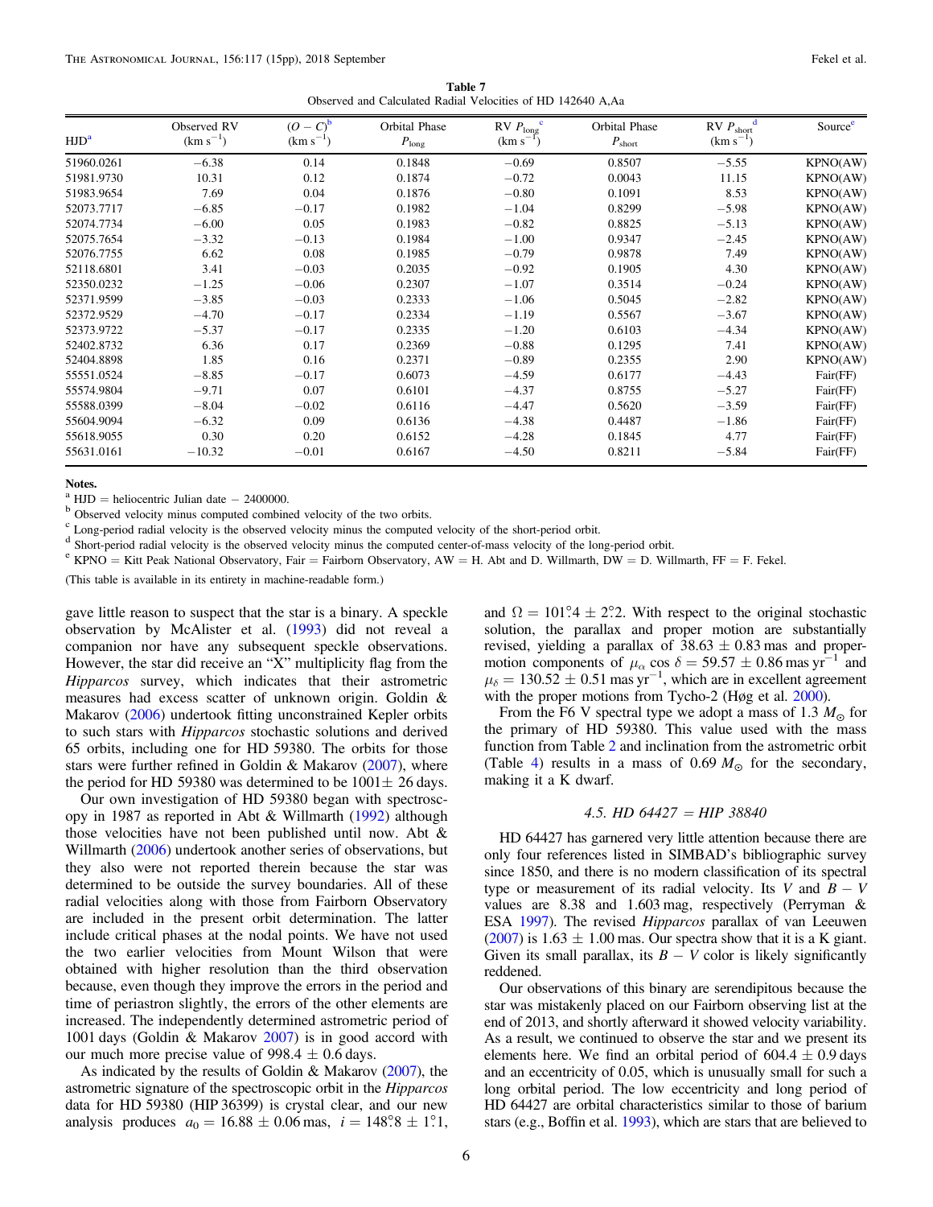**Table 7**
Observed and Calculated Radial Velocities of HD 142640 A,Aa

| HJD[a] | Observed RV (km s$^{-1}$) | $(O-C)$[b] (km s$^{-1}$) | Orbital Phase $P_{\rm long}$ | RV $P_{\rm long}$[c] (km s$^{-1}$) | Orbital Phase $P_{\rm short}$ | RV $P_{\rm short}$[d] (km s$^{-1}$) | Source[e] |
|---|---|---|---|---|---|---|---|
| 51960.0261 | −6.38 | 0.14 | 0.1848 | −0.69 | 0.8507 | −5.55 | KPNO(AW) |
| 51981.9730 | 10.31 | 0.12 | 0.1874 | −0.72 | 0.0043 | 11.15 | KPNO(AW) |
| 51983.9654 | 7.69 | 0.04 | 0.1876 | −0.80 | 0.1091 | 8.53 | KPNO(AW) |
| 52073.7717 | −6.85 | −0.17 | 0.1982 | −1.04 | 0.8299 | −5.98 | KPNO(AW) |
| 52074.7734 | −6.00 | 0.05 | 0.1983 | −0.82 | 0.8825 | −5.13 | KPNO(AW) |
| 52075.7654 | −3.32 | −0.13 | 0.1984 | −1.00 | 0.9347 | −2.45 | KPNO(AW) |
| 52076.7755 | 6.62 | 0.08 | 0.1985 | −0.79 | 0.9878 | 7.49 | KPNO(AW) |
| 52118.6801 | 3.41 | −0.03 | 0.2035 | −0.92 | 0.1905 | 4.30 | KPNO(AW) |
| 52350.0232 | −1.25 | −0.06 | 0.2307 | −1.07 | 0.3514 | −0.24 | KPNO(AW) |
| 52371.9599 | −3.85 | −0.03 | 0.2333 | −1.06 | 0.5045 | −2.82 | KPNO(AW) |
| 52372.9529 | −4.70 | −0.17 | 0.2334 | −1.19 | 0.5567 | −3.67 | KPNO(AW) |
| 52373.9722 | −5.37 | −0.17 | 0.2335 | −1.20 | 0.6103 | −4.34 | KPNO(AW) |
| 52402.8732 | 6.36 | 0.17 | 0.2369 | −0.88 | 0.1295 | 7.41 | KPNO(AW) |
| 52404.8898 | 1.85 | 0.16 | 0.2371 | −0.89 | 0.2355 | 2.90 | KPNO(AW) |
| 55551.0524 | −8.85 | −0.17 | 0.6073 | −4.59 | 0.6177 | −4.43 | Fair(FF) |
| 55574.9804 | −9.71 | 0.07 | 0.6101 | −4.37 | 0.8755 | −5.27 | Fair(FF) |
| 55588.0399 | −8.04 | −0.02 | 0.6116 | −4.47 | 0.5620 | −3.59 | Fair(FF) |
| 55604.9094 | −6.32 | 0.09 | 0.6136 | −4.38 | 0.4487 | −1.86 | Fair(FF) |
| 55618.9055 | 0.30 | 0.20 | 0.6152 | −4.28 | 0.1845 | 4.77 | Fair(FF) |
| 55631.0161 | −10.32 | −0.01 | 0.6167 | −4.50 | 0.8211 | −5.84 | Fair(FF) |

**Notes.**
[a] HJD = heliocentric Julian date − 2400000.
[b] Observed velocity minus computed combined velocity of the two orbits.
[c] Long-period radial velocity is the observed velocity minus the computed velocity of the short-period orbit.
[d] Short-period radial velocity is the observed velocity minus the computed center-of-mass velocity of the long-period orbit.
[e] KPNO = Kitt Peak National Observatory, Fair = Fairborn Observatory, AW = H. Abt and D. Willmarth, DW = D. Willmarth, FF = F. Fekel.

(This table is available in its entirety in machine-readable form.)

gave little reason to suspect that the star is a binary. A speckle observation by McAlister et al. (1993) did not reveal a companion nor have any subsequent speckle observations. However, the star did receive an "X" multiplicity flag from the *Hipparcos* survey, which indicates that their astrometric measures had excess scatter of unknown origin. Goldin & Makarov (2006) undertook fitting unconstrained Kepler orbits to such stars with *Hipparcos* stochastic solutions and derived 65 orbits, including one for HD 59380. The orbits for those stars were further refined in Goldin & Makarov (2007), where the period for HD 59380 was determined to be 1001± 26 days.

Our own investigation of HD 59380 began with spectroscopy in 1987 as reported in Abt & Willmarth (1992) although those velocities have not been published until now. Abt & Willmarth (2006) undertook another series of observations, but they also were not reported therein because the star was determined to be outside the survey boundaries. All of these radial velocities along with those from Fairborn Observatory are included in the present orbit determination. The latter include critical phases at the nodal points. We have not used the two earlier velocities from Mount Wilson that were obtained with higher resolution than the third observation because, even though they improve the errors in the period and time of periastron slightly, the errors of the other elements are increased. The independently determined astrometric period of 1001 days (Goldin & Makarov 2007) is in good accord with our much more precise value of 998.4 ± 0.6 days.

As indicated by the results of Goldin & Makarov (2007), the astrometric signature of the spectroscopic orbit in the *Hipparcos* data for HD 59380 (HIP 36399) is crystal clear, and our new analysis produces $a_0 = 16.88 \pm 0.06$ mas, $i = 148.^{\circ}8 \pm 1.^{\circ}1$, and $\Omega = 101.^{\circ}4 \pm 2.^{\circ}2$. With respect to the original stochastic solution, the parallax and proper motion are substantially revised, yielding a parallax of 38.63 ± 0.83 mas and proper-motion components of $\mu_\alpha \cos\delta = 59.57 \pm 0.86$ mas yr$^{-1}$ and $\mu_\delta = 130.52 \pm 0.51$ mas yr$^{-1}$, which are in excellent agreement with the proper motions from Tycho-2 (Høg et al. 2000).

From the F6 V spectral type we adopt a mass of 1.3 $M_\odot$ for the primary of HD 59380. This value used with the mass function from Table 2 and inclination from the astrometric orbit (Table 4) results in a mass of 0.69 $M_\odot$ for the secondary, making it a K dwarf.

### 4.5. HD 64427 = HIP 38840

HD 64427 has garnered very little attention because there are only four references listed in SIMBAD's bibliographic survey since 1850, and there is no modern classification of its spectral type or measurement of its radial velocity. Its $V$ and $B-V$ values are 8.38 and 1.603 mag, respectively (Perryman & ESA 1997). The revised *Hipparcos* parallax of van Leeuwen (2007) is 1.63 ± 1.00 mas. Our spectra show that it is a K giant. Given its small parallax, its $B-V$ color is likely significantly reddened.

Our observations of this binary are serendipitous because the star was mistakenly placed on our Fairborn observing list at the end of 2013, and shortly afterward it showed velocity variability. As a result, we continued to observe the star and we present its elements here. We find an orbital period of 604.4 ± 0.9 days and an eccentricity of 0.05, which is unusually small for such a long orbital period. The low eccentricity and long period of HD 64427 are orbital characteristics similar to those of barium stars (e.g., Boffin et al. 1993), which are stars that are believed to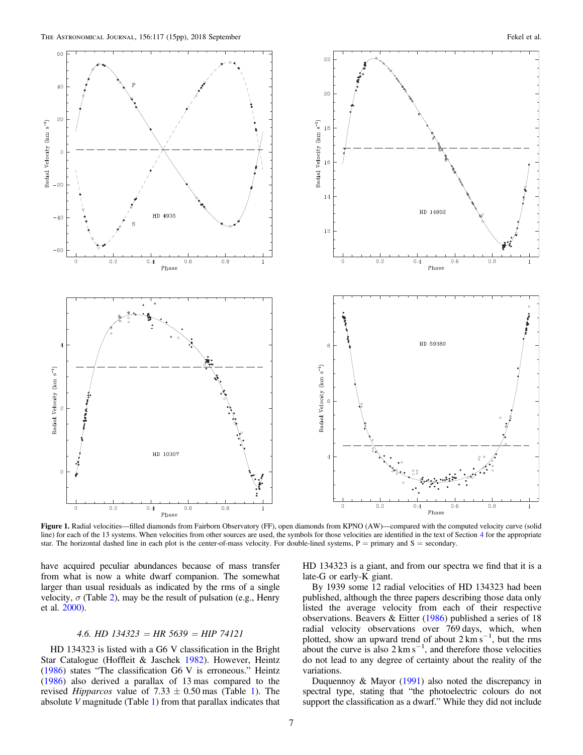**Figure 1.** Radial velocities—filled diamonds from Fairborn Observatory (FF), open diamonds from KPNO (AW)—compared with the computed velocity curve (solid line) for each of the 13 systems. When velocities from other sources are used, the symbols for those velocities are identified in the text of Section 4 for the appropriate star. The horizontal dashed line in each plot is the center-of-mass velocity. For double-lined systems, P = primary and S = secondary.

have acquired peculiar abundances because of mass transfer from what is now a white dwarf companion. The somewhat larger than usual residuals as indicated by the rms of a single velocity, $\sigma$ (Table 2), may be the result of pulsation (e.g., Henry et al. 2000).

### 4.6. HD 134323 = HR 5639 = HIP 74121

HD 134323 is listed with a G6 V classification in the Bright Star Catalogue (Hoffleit & Jaschek 1982). However, Heintz (1986) states "The classification G6 V is erroneous." Heintz (1986) also derived a parallax of 13 mas compared to the revised *Hipparcos* value of $7.33 \pm 0.50$ mas (Table 1). The absolute *V* magnitude (Table 1) from that parallax indicates that HD 134323 is a giant, and from our spectra we find that it is a late-G or early-K giant.

By 1939 some 12 radial velocities of HD 134323 had been published, although the three papers describing those data only listed the average velocity from each of their respective observations. Beavers & Eitter (1986) published a series of 18 radial velocity observations over 769 days, which, when plotted, show an upward trend of about 2 km s$^{-1}$, but the rms about the curve is also 2 km s$^{-1}$, and therefore those velocities do not lead to any degree of certainty about the reality of the variations.

Duquennoy & Mayor (1991) also noted the discrepancy in spectral type, stating that "the photoelectric colours do not support the classification as a dwarf." While they did not include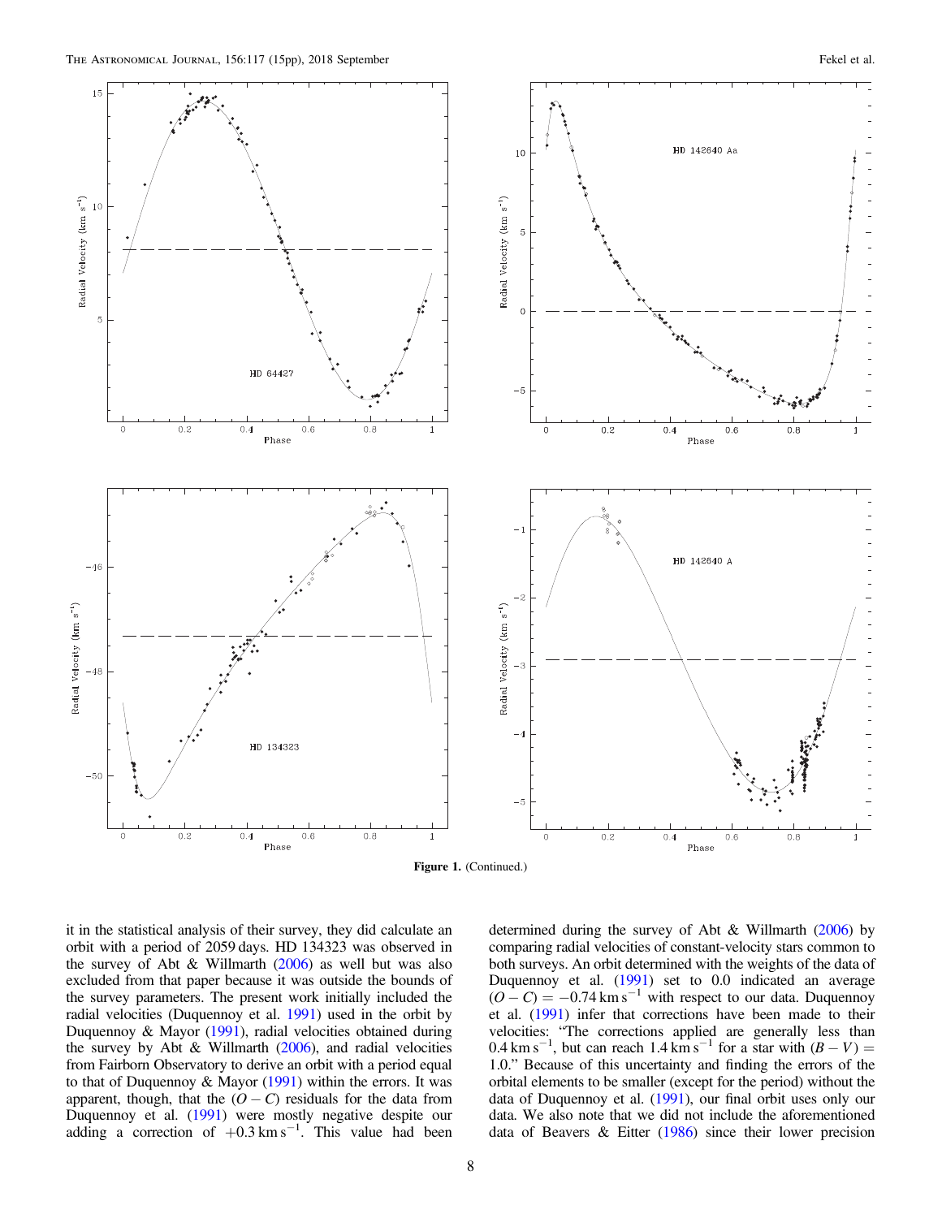HD 64427

Radial Velocity (km s$^{-1}$)

Phase

15

10

5

0

0.2

0.4

0.6

0.8

1

HD 142640 Aa

Radial Velocity (km s$^{-1}$)

Phase

10

5

0

−5

0

0.2

0.4

0.6

0.8

1

HD 134323

Radial Velocity (km s$^{-1}$)

Phase

−46

−48

−50

0

0.2

0.4

0.6

0.8

1

HD 142640 A

Radial Velocity (km s$^{-1}$)

Phase

−1

−2

−3

−4

−5

0

0.2

0.4

0.6

0.8

1

**Figure 1.** (Continued.)

it in the statistical analysis of their survey, they did calculate an orbit with a period of 2059 days. HD 134323 was observed in the survey of Abt & Willmarth (2006) as well but was also excluded from that paper because it was outside the bounds of the survey parameters. The present work initially included the radial velocities (Duquennoy et al. 1991) used in the orbit by Duquennoy & Mayor (1991), radial velocities obtained during the survey by Abt & Willmarth (2006), and radial velocities from Fairborn Observatory to derive an orbit with a period equal to that of Duquennoy & Mayor (1991) within the errors. It was apparent, though, that the $(O - C)$ residuals for the data from Duquennoy et al. (1991) were mostly negative despite our adding a correction of $+0.3$ km s$^{-1}$. This value had been determined during the survey of Abt & Willmarth (2006) by comparing radial velocities of constant-velocity stars common to both surveys. An orbit determined with the weights of the data of Duquennoy et al. (1991) set to 0.0 indicated an average $(O - C) = -0.74$ km s$^{-1}$ with respect to our data. Duquennoy et al. (1991) infer that corrections have been made to their velocities: "The corrections applied are generally less than 0.4 km s$^{-1}$, but can reach 1.4 km s$^{-1}$ for a star with $(B - V) = 1.0$." Because of this uncertainty and finding the errors of the orbital elements to be smaller (except for the period) without the data of Duquennoy et al. (1991), our final orbit uses only our data. We also note that we did not include the aforementioned data of Beavers & Eitter (1986) since their lower precision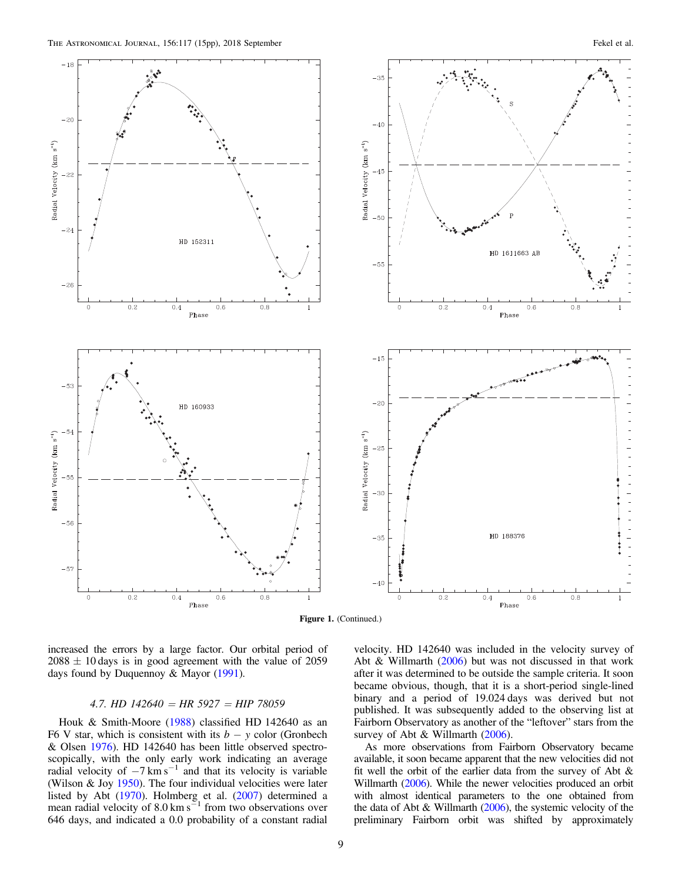−18

−20

−22

−24

−26

Radial Velocity (km s⁻¹)

HD 152311

Phase

−35

−40

−45

−50

−55

Radial Velocity (km s⁻¹)

S

P

HD 1611663 AB

Phase

−53

−54

−55

−56

−57

Radial Velocity (km s⁻¹)

HD 160933

Phase

−15

−20

−25

−30

−35

−40

Radial Velocity (km s⁻¹)

HD 188376

Phase

**Figure 1.** (Continued.)

increased the errors by a large factor. Our orbital period of $2088 \pm 10$ days is in good agreement with the value of 2059 days found by Duquennoy & Mayor (1991).

### 4.7. HD 142640 = HR 5927 = HIP 78059

Houk & Smith-Moore (1988) classified HD 142640 as an F6 V star, which is consistent with its $b - y$ color (Gronbech & Olsen 1976). HD 142640 has been little observed spectroscopically, with the only early work indicating an average radial velocity of $-7\,\mathrm{km\,s^{-1}}$ and that its velocity is variable (Wilson & Joy 1950). The four individual velocities were later listed by Abt (1970). Holmberg et al. (2007) determined a mean radial velocity of $8.0\,\mathrm{km\,s^{-1}}$ from two observations over 646 days, and indicated a 0.0 probability of a constant radial velocity. HD 142640 was included in the velocity survey of Abt & Willmarth (2006) but was not discussed in that work after it was determined to be outside the sample criteria. It soon became obvious, though, that it is a short-period single-lined binary and a period of 19.024 days was derived but not published. It was subsequently added to the observing list at Fairborn Observatory as another of the "leftover" stars from the survey of Abt & Willmarth (2006).

As more observations from Fairborn Observatory became available, it soon became apparent that the new velocities did not fit well the orbit of the earlier data from the survey of Abt & Willmarth (2006). While the newer velocities produced an orbit with almost identical parameters to the one obtained from the data of Abt & Willmarth (2006), the systemic velocity of the preliminary Fairborn orbit was shifted by approximately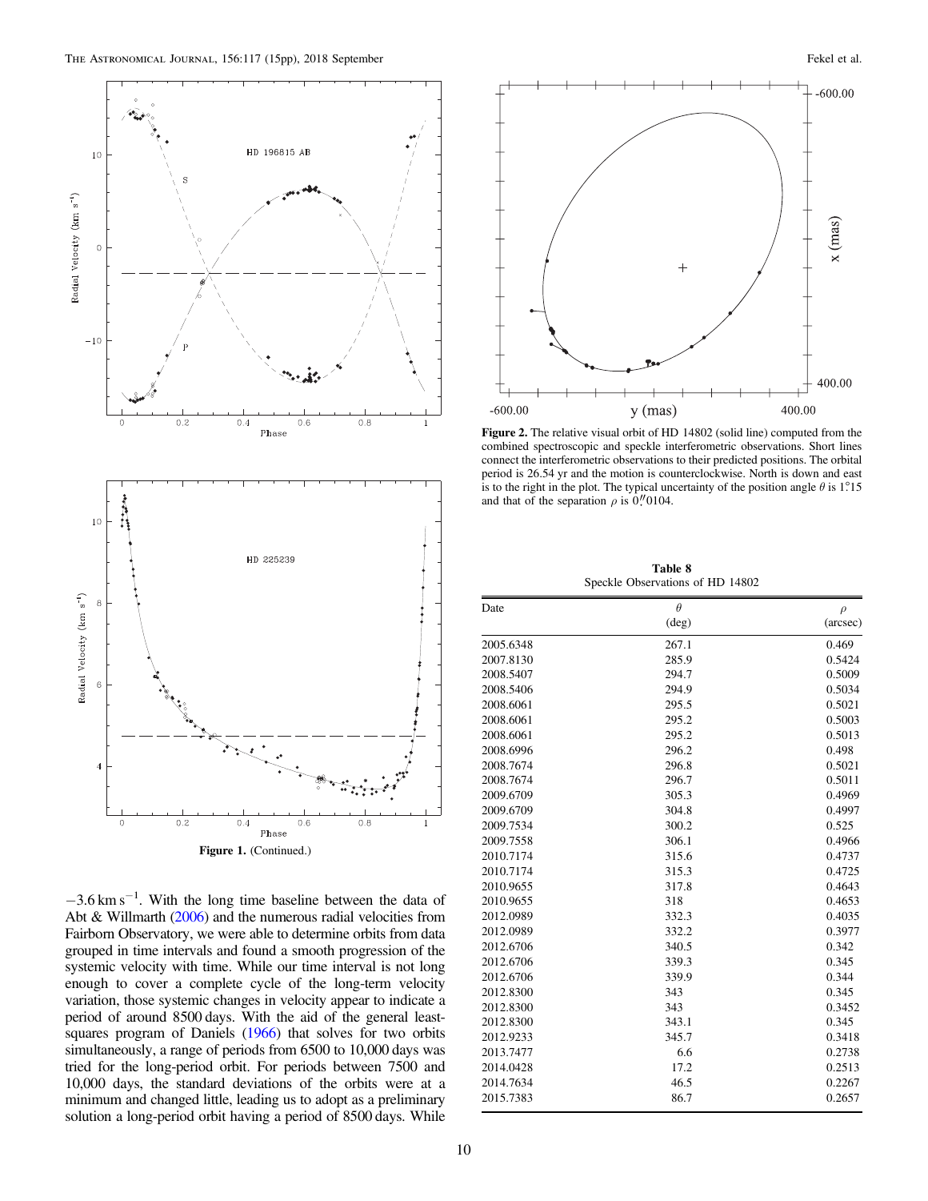HD 196815 AB

S

P

Radial Velocity (km s$^{-1}$)

10

0

−10

0 0.2 0.4 0.6 0.8 1

Phase

HD 225239

Radial Velocity (km s$^{-1}$)

10

8

6

4

0 0.2 0.4 0.6 0.8 1

Phase

**Figure 1.** (Continued.)

−3.6 km s$^{-1}$. With the long time baseline between the data of Abt & Willmarth (2006) and the numerous radial velocities from Fairborn Observatory, we were able to determine orbits from data grouped in time intervals and found a smooth progression of the systemic velocity with time. While our time interval is not long enough to cover a complete cycle of the long-term velocity variation, those systemic changes in velocity appear to indicate a period of around 8500 days. With the aid of the general least-squares program of Daniels (1966) that solves for two orbits simultaneously, a range of periods from 6500 to 10,000 days was tried for the long-period orbit. For periods between 7500 and 10,000 days, the standard deviations of the orbits were at a minimum and changed little, leading us to adopt as a preliminary solution a long-period orbit having a period of 8500 days. While

-600.00

400.00

-600.00

y (mas)

400.00

x (mas)

**Figure 2.** The relative visual orbit of HD 14802 (solid line) computed from the combined spectroscopic and speckle interferometric observations. Short lines connect the interferometric observations to their predicted positions. The orbital period is 26.54 yr and the motion is counterclockwise. North is down and east is to the right in the plot. The typical uncertainty of the position angle $\theta$ is 1°.15 and that of the separation $\rho$ is 0″.0104.

**Table 8**
Speckle Observations of HD 14802

| Date | $\theta$ (deg) | $\rho$ (arcsec) |
|---|---|---|
| 2005.6348 | 267.1 | 0.469 |
| 2007.8130 | 285.9 | 0.5424 |
| 2008.5407 | 294.7 | 0.5009 |
| 2008.5406 | 294.9 | 0.5034 |
| 2008.6061 | 295.5 | 0.5021 |
| 2008.6061 | 295.2 | 0.5003 |
| 2008.6061 | 295.2 | 0.5013 |
| 2008.6996 | 296.2 | 0.498 |
| 2008.7674 | 296.8 | 0.5021 |
| 2008.7674 | 296.7 | 0.5011 |
| 2009.6709 | 305.3 | 0.4969 |
| 2009.6709 | 304.8 | 0.4997 |
| 2009.7534 | 300.2 | 0.525 |
| 2009.7558 | 306.1 | 0.4966 |
| 2010.7174 | 315.6 | 0.4737 |
| 2010.7174 | 315.3 | 0.4725 |
| 2010.9655 | 317.8 | 0.4643 |
| 2010.9655 | 318 | 0.4653 |
| 2012.0989 | 332.3 | 0.4035 |
| 2012.0989 | 332.2 | 0.3977 |
| 2012.6706 | 340.5 | 0.342 |
| 2012.6706 | 339.3 | 0.345 |
| 2012.6706 | 339.9 | 0.344 |
| 2012.8300 | 343 | 0.345 |
| 2012.8300 | 343 | 0.3452 |
| 2012.8300 | 343.1 | 0.345 |
| 2012.9233 | 345.7 | 0.3418 |
| 2013.7477 | 6.6 | 0.2738 |
| 2014.0428 | 17.2 | 0.2513 |
| 2014.7634 | 46.5 | 0.2267 |
| 2015.7383 | 86.7 | 0.2657 |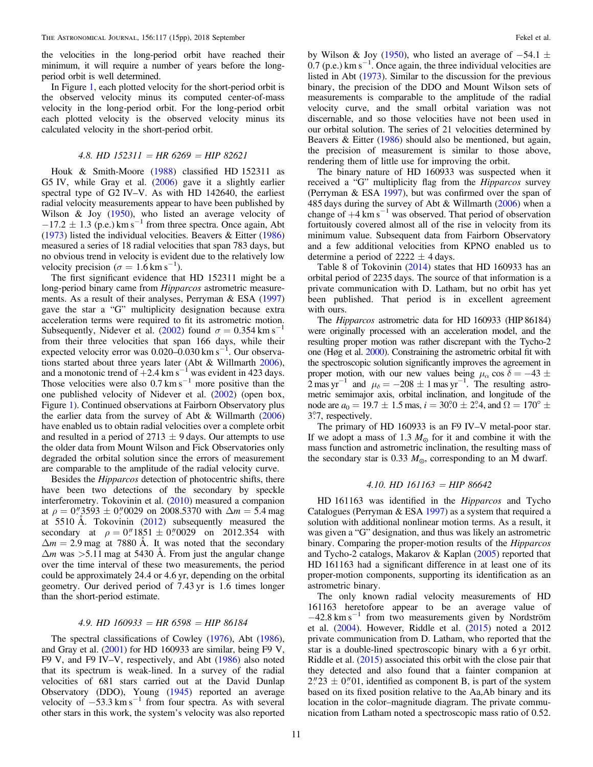the velocities in the long-period orbit have reached their minimum, it will require a number of years before the long-period orbit is well determined.

In Figure 1, each plotted velocity for the short-period orbit is the observed velocity minus its computed center-of-mass velocity in the long-period orbit. For the long-period orbit each plotted velocity is the observed velocity minus its calculated velocity in the short-period orbit.

### 4.8. HD 152311 = HR 6269 = HIP 82621

Houk & Smith-Moore (1988) classified HD 152311 as G5 IV, while Gray et al. (2006) gave it a slightly earlier spectral type of G2 IV–V. As with HD 142640, the earliest radial velocity measurements appear to have been published by Wilson & Joy (1950), who listed an average velocity of $-17.2 \pm 1.3$ (p.e.) km s$^{-1}$ from three spectra. Once again, Abt (1973) listed the individual velocities. Beavers & Eitter (1986) measured a series of 18 radial velocities that span 783 days, but no obvious trend in velocity is evident due to the relatively low velocity precision ($\sigma = 1.6$ km s$^{-1}$).

The first significant evidence that HD 152311 might be a long-period binary came from *Hipparcos* astrometric measurements. As a result of their analyses, Perryman & ESA (1997) gave the star a "G" multiplicity designation because extra acceleration terms were required to fit its astrometric motion. Subsequently, Nidever et al. (2002) found $\sigma = 0.354$ km s$^{-1}$ from their three velocities that span 166 days, while their expected velocity error was 0.020–0.030 km s$^{-1}$. Our observations started about three years later (Abt & Willmarth 2006), and a monotonic trend of $+2.4$ km s$^{-1}$ was evident in 423 days. Those velocities were also 0.7 km s$^{-1}$ more positive than the one published velocity of Nidever et al. (2002) (open box, Figure 1). Continued observations at Fairborn Observatory plus the earlier data from the survey of Abt & Willmarth (2006) have enabled us to obtain radial velocities over a complete orbit and resulted in a period of $2713 \pm 9$ days. Our attempts to use the older data from Mount Wilson and Fick Observatories only degraded the orbital solution since the errors of measurement are comparable to the amplitude of the radial velocity curve.

Besides the *Hipparcos* detection of photocentric shifts, there have been two detections of the secondary by speckle interferometry. Tokovinin et al. (2010) measured a companion at $\rho = 0\farcs3593 \pm 0\farcs0029$ on 2008.5370 with $\Delta m = 5.4$ mag at 5510 Å. Tokovinin (2012) subsequently measured the secondary at $\rho = 0\farcs1851 \pm 0\farcs0029$ on 2012.354 with $\Delta m = 2.9$ mag at 7880 Å. It was noted that the secondary $\Delta m$ was $>5.11$ mag at 5430 Å. From just the angular change over the time interval of these two measurements, the period could be approximately 24.4 or 4.6 yr, depending on the orbital geometry. Our derived period of 7.43 yr is 1.6 times longer than the short-period estimate.

### 4.9. HD 160933 = HR 6598 = HIP 86184

The spectral classifications of Cowley (1976), Abt (1986), and Gray et al. (2001) for HD 160933 are similar, being F9 V, F9 V, and F9 IV–V, respectively, and Abt (1986) also noted that its spectrum is weak-lined. In a survey of the radial velocities of 681 stars carried out at the David Dunlap Observatory (DDO), Young (1945) reported an average velocity of $-53.3$ km s$^{-1}$ from four spectra. As with several other stars in this work, the system's velocity was also reported by Wilson & Joy (1950), who listed an average of $-54.1 \pm 0.7$ (p.e.) km s$^{-1}$. Once again, the three individual velocities are listed in Abt (1973). Similar to the discussion for the previous binary, the precision of the DDO and Mount Wilson sets of measurements is comparable to the amplitude of the radial velocity curve, and the small orbital variation was not discernable, and so those velocities have not been used in our orbital solution. The series of 21 velocities determined by Beavers & Eitter (1986) should also be mentioned, but again, the precision of measurement is similar to those above, rendering them of little use for improving the orbit.

The binary nature of HD 160933 was suspected when it received a "G" multiplicity flag from the *Hipparcos* survey (Perryman & ESA 1997), but was confirmed over the span of 485 days during the survey of Abt & Willmarth (2006) when a change of $+4$ km s$^{-1}$ was observed. That period of observation fortuitously covered almost all of the rise in velocity from its minimum value. Subsequent data from Fairborn Observatory and a few additional velocities from KPNO enabled us to determine a period of $2222 \pm 4$ days.

Table 8 of Tokovinin (2014) states that HD 160933 has an orbital period of 2235 days. The source of that information is a private communication with D. Latham, but no orbit has yet been published. That period is in excellent agreement with ours.

The *Hipparcos* astrometric data for HD 160933 (HIP 86184) were originally processed with an acceleration model, and the resulting proper motion was rather discrepant with the Tycho-2 one (Høg et al. 2000). Constraining the astrometric orbital fit with the spectroscopic solution significantly improves the agreement in proper motion, with our new values being $\mu_\alpha \cos\delta = -43 \pm 2$ mas yr$^{-1}$ and $\mu_\delta = -208 \pm 1$ mas yr$^{-1}$. The resulting astrometric semimajor axis, orbital inclination, and longitude of the node are $a_0 = 19.7 \pm 1.5$ mas, $i = 30\fdg0 \pm 2\fdg4$, and $\Omega = 170° \pm 3\fdg7$, respectively.

The primary of HD 160933 is an F9 IV–V metal-poor star. If we adopt a mass of 1.3 $M_\odot$ for it and combine it with the mass function and astrometric inclination, the resulting mass of the secondary star is 0.33 $M_\odot$, corresponding to an M dwarf.

### 4.10. HD 161163 = HIP 86642

HD 161163 was identified in the *Hipparcos* and Tycho Catalogues (Perryman & ESA 1997) as a system that required a solution with additional nonlinear motion terms. As a result, it was given a "G" designation, and thus was likely an astrometric binary. Comparing the proper-motion results of the *Hipparcos* and Tycho-2 catalogs, Makarov & Kaplan (2005) reported that HD 161163 had a significant difference in at least one of its proper-motion components, supporting its identification as an astrometric binary.

The only known radial velocity measurements of HD 161163 heretofore appear to be an average value of $-42.8$ km s$^{-1}$ from two measurements given by Nordström et al. (2004). However, Riddle et al. (2015) noted a 2012 private communication from D. Latham, who reported that the star is a double-lined spectroscopic binary with a 6 yr orbit. Riddle et al. (2015) associated this orbit with the close pair that they detected and also found that a fainter companion at $2\farcs23 \pm 0\farcs01$, identified as component B, is part of the system based on its fixed position relative to the Aa,Ab binary and its location in the color–magnitude diagram. The private communication from Latham noted a spectroscopic mass ratio of 0.52.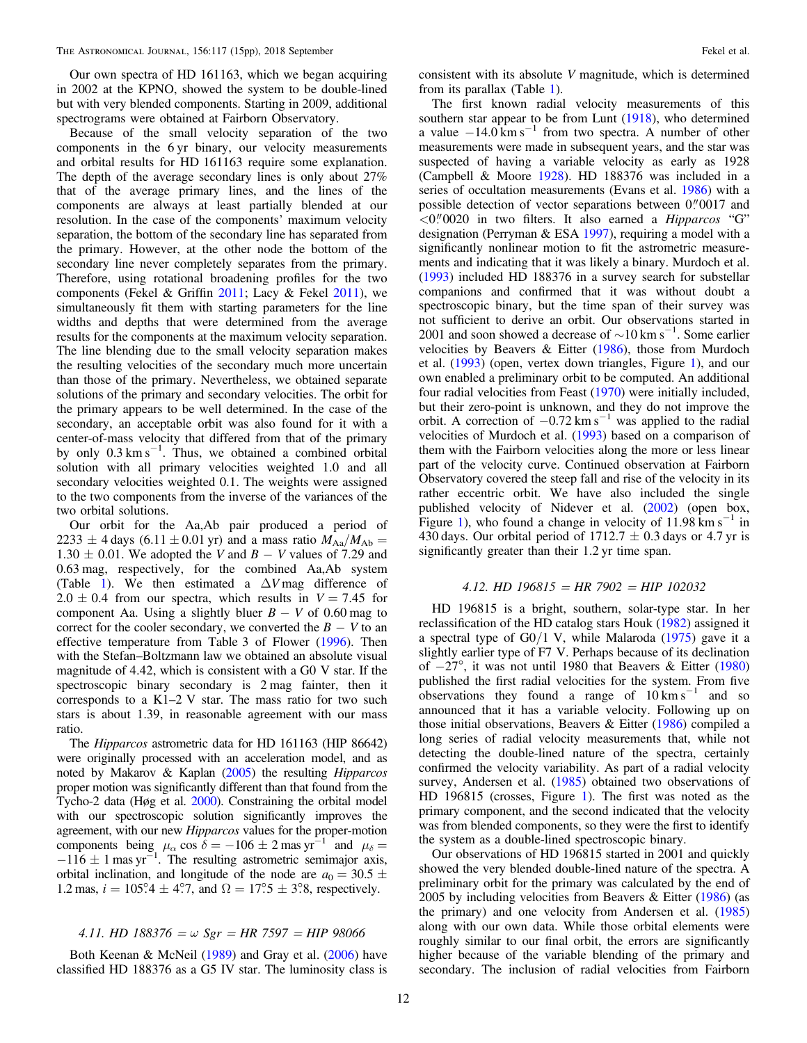Our own spectra of HD 161163, which we began acquiring in 2002 at the KPNO, showed the system to be double-lined but with very blended components. Starting in 2009, additional spectrograms were obtained at Fairborn Observatory.

Because of the small velocity separation of the two components in the 6 yr binary, our velocity measurements and orbital results for HD 161163 require some explanation. The depth of the average secondary lines is only about 27% that of the average primary lines, and the lines of the components are always at least partially blended at our resolution. In the case of the components' maximum velocity separation, the bottom of the secondary line has separated from the primary. However, at the other node the bottom of the secondary line never completely separates from the primary. Therefore, using rotational broadening profiles for the two components (Fekel & Griffin 2011; Lacy & Fekel 2011), we simultaneously fit them with starting parameters for the line widths and depths that were determined from the average results for the components at the maximum velocity separation. The line blending due to the small velocity separation makes the resulting velocities of the secondary much more uncertain than those of the primary. Nevertheless, we obtained separate solutions of the primary and secondary velocities. The orbit for the primary appears to be well determined. In the case of the secondary, an acceptable orbit was also found for it with a center-of-mass velocity that differed from that of the primary by only $0.3\ \mathrm{km\ s^{-1}}$. Thus, we obtained a combined orbital solution with all primary velocities weighted 1.0 and all secondary velocities weighted 0.1. The weights were assigned to the two components from the inverse of the variances of the two orbital solutions.

Our orbit for the Aa,Ab pair produced a period of $2233 \pm 4$ days ($6.11 \pm 0.01$ yr) and a mass ratio $M_{\mathrm{Aa}}/M_{\mathrm{Ab}} = 1.30 \pm 0.01$. We adopted the $V$ and $B - V$ values of 7.29 and 0.63 mag, respectively, for the combined Aa,Ab system (Table 1). We then estimated a $\Delta V$ mag difference of $2.0 \pm 0.4$ from our spectra, which results in $V = 7.45$ for component Aa. Using a slightly bluer $B - V$ of 0.60 mag to correct for the cooler secondary, we converted the $B - V$ to an effective temperature from Table 3 of Flower (1996). Then with the Stefan–Boltzmann law we obtained an absolute visual magnitude of 4.42, which is consistent with a G0 V star. If the spectroscopic binary secondary is 2 mag fainter, then it corresponds to a K1–2 V star. The mass ratio for two such stars is about 1.39, in reasonable agreement with our mass ratio.

The *Hipparcos* astrometric data for HD 161163 (HIP 86642) were originally processed with an acceleration model, and as noted by Makarov & Kaplan (2005) the resulting *Hipparcos* proper motion was significantly different than that found from the Tycho-2 data (Høg et al. 2000). Constraining the orbital model with our spectroscopic solution significantly improves the agreement, with our new *Hipparcos* values for the proper-motion components being $\mu_\alpha \cos\delta = -106 \pm 2\ \mathrm{mas\ yr^{-1}}$ and $\mu_\delta = -116 \pm 1\ \mathrm{mas\ yr^{-1}}$. The resulting astrometric semimajor axis, orbital inclination, and longitude of the node are $a_0 = 30.5 \pm 1.2$ mas, $i = 105.^\circ4 \pm 4.^\circ7$, and $\Omega = 17.^\circ5 \pm 3.^\circ8$, respectively.

### 4.11. HD 188376 = ω Sgr = HR 7597 = HIP 98066

Both Keenan & McNeil (1989) and Gray et al. (2006) have classified HD 188376 as a G5 IV star. The luminosity class is consistent with its absolute $V$ magnitude, which is determined from its parallax (Table 1).

The first known radial velocity measurements of this southern star appear to be from Lunt (1918), who determined a value $-14.0\ \mathrm{km\ s^{-1}}$ from two spectra. A number of other measurements were made in subsequent years, and the star was suspected of having a variable velocity as early as 1928 (Campbell & Moore 1928). HD 188376 was included in a series of occultation measurements (Evans et al. 1986) with a possible detection of vector separations between $0.''0017$ and $<0.''0020$ in two filters. It also earned a *Hipparcos* "G" designation (Perryman & ESA 1997), requiring a model with a significantly nonlinear motion to fit the astrometric measurements and indicating that it was likely a binary. Murdoch et al. (1993) included HD 188376 in a survey search for substellar companions and confirmed that it was without doubt a spectroscopic binary, but the time span of their survey was not sufficient to derive an orbit. Our observations started in 2001 and soon showed a decrease of $\sim 10\ \mathrm{km\ s^{-1}}$. Some earlier velocities by Beavers & Eitter (1986), those from Murdoch et al. (1993) (open, vertex down triangles, Figure 1), and our own enabled a preliminary orbit to be computed. An additional four radial velocities from Feast (1970) were initially included, but their zero-point is unknown, and they do not improve the orbit. A correction of $-0.72\ \mathrm{km\ s^{-1}}$ was applied to the radial velocities of Murdoch et al. (1993) based on a comparison of them with the Fairborn velocities along the more or less linear part of the velocity curve. Continued observation at Fairborn Observatory covered the steep fall and rise of the velocity in its rather eccentric orbit. We have also included the single published velocity of Nidever et al. (2002) (open box, Figure 1), who found a change in velocity of $11.98\ \mathrm{km\ s^{-1}}$ in 430 days. Our orbital period of $1712.7 \pm 0.3$ days or 4.7 yr is significantly greater than their 1.2 yr time span.

### 4.12. HD 196815 = HR 7902 = HIP 102032

HD 196815 is a bright, southern, solar-type star. In her reclassification of the HD catalog stars Houk (1982) assigned it a spectral type of G0/1 V, while Malaroda (1975) gave it a slightly earlier type of F7 V. Perhaps because of its declination of $-27^\circ$, it was not until 1980 that Beavers & Eitter (1980) published the first radial velocities for the system. From five observations they found a range of $10\ \mathrm{km\ s^{-1}}$ and so announced that it has a variable velocity. Following up on those initial observations, Beavers & Eitter (1986) compiled a long series of radial velocity measurements that, while not detecting the double-lined nature of the spectra, certainly confirmed the velocity variability. As part of a radial velocity survey, Andersen et al. (1985) obtained two observations of HD 196815 (crosses, Figure 1). The first was noted as the primary component, and the second indicated that the velocity was from blended components, so they were the first to identify the system as a double-lined spectroscopic binary.

Our observations of HD 196815 started in 2001 and quickly showed the very blended double-lined nature of the spectra. A preliminary orbit for the primary was calculated by the end of 2005 by including velocities from Beavers & Eitter (1986) (as the primary) and one velocity from Andersen et al. (1985) along with our own data. While those orbital elements were roughly similar to our final orbit, the errors are significantly higher because of the variable blending of the primary and secondary. The inclusion of radial velocities from Fairborn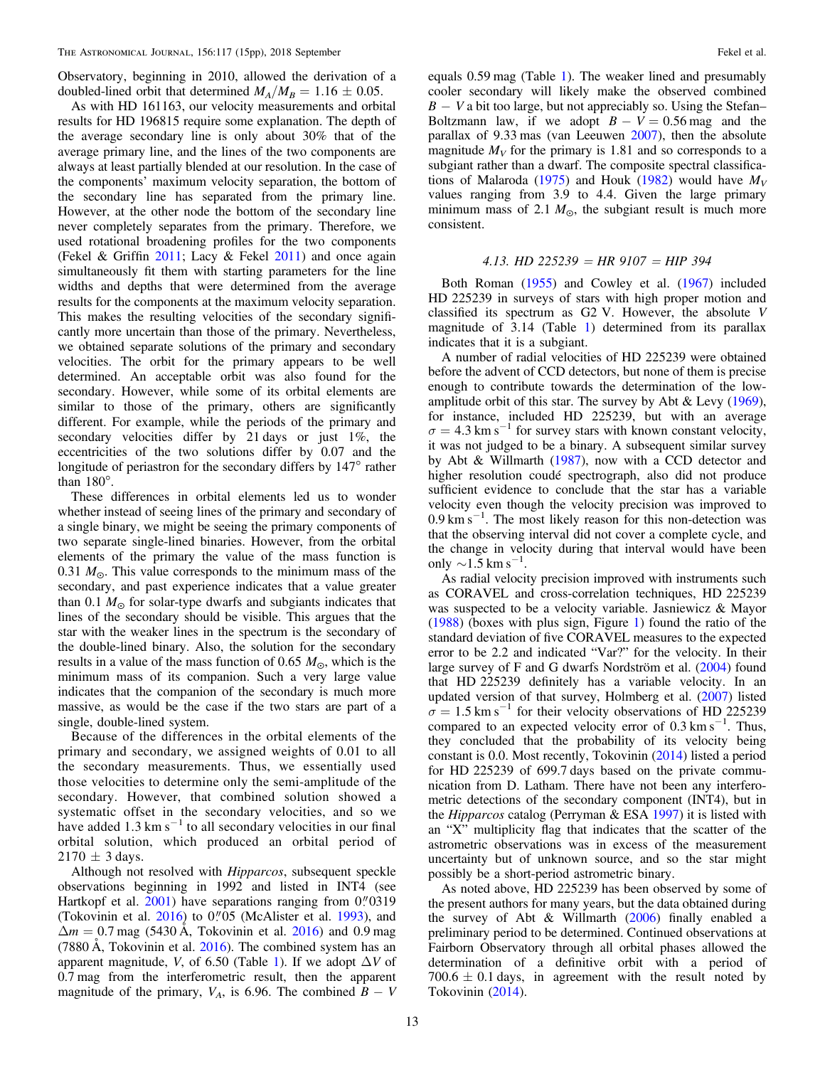Observatory, beginning in 2010, allowed the derivation of a doubled-lined orbit that determined $M_A/M_B = 1.16 \pm 0.05$.

As with HD 161163, our velocity measurements and orbital results for HD 196815 require some explanation. The depth of the average secondary line is only about 30% that of the average primary line, and the lines of the two components are always at least partially blended at our resolution. In the case of the components' maximum velocity separation, the bottom of the secondary line has separated from the primary line. However, at the other node the bottom of the secondary line never completely separates from the primary. Therefore, we used rotational broadening profiles for the two components (Fekel & Griffin 2011; Lacy & Fekel 2011) and once again simultaneously fit them with starting parameters for the line widths and depths that were determined from the average results for the components at the maximum velocity separation. This makes the resulting velocities of the secondary significantly more uncertain than those of the primary. Nevertheless, we obtained separate solutions of the primary and secondary velocities. The orbit for the primary appears to be well determined. An acceptable orbit was also found for the secondary. However, while some of its orbital elements are similar to those of the primary, others are significantly different. For example, while the periods of the primary and secondary velocities differ by 21 days or just 1%, the eccentricities of the two solutions differ by 0.07 and the longitude of periastron for the secondary differs by 147° rather than 180°.

These differences in orbital elements led us to wonder whether instead of seeing lines of the primary and secondary of a single binary, we might be seeing the primary components of two separate single-lined binaries. However, from the orbital elements of the primary the value of the mass function is 0.31 $M_{\odot}$. This value corresponds to the minimum mass of the secondary, and past experience indicates that a value greater than 0.1 $M_{\odot}$ for solar-type dwarfs and subgiants indicates that lines of the secondary should be visible. This argues that the star with the weaker lines in the spectrum is the secondary of the double-lined binary. Also, the solution for the secondary results in a value of the mass function of 0.65 $M_{\odot}$, which is the minimum mass of its companion. Such a very large value indicates that the companion of the secondary is much more massive, as would be the case if the two stars are part of a single, double-lined system.

Because of the differences in the orbital elements of the primary and secondary, we assigned weights of 0.01 to all the secondary measurements. Thus, we essentially used those velocities to determine only the semi-amplitude of the secondary. However, that combined solution showed a systematic offset in the secondary velocities, and so we have added 1.3 km s$^{-1}$ to all secondary velocities in our final orbital solution, which produced an orbital period of $2170 \pm 3$ days.

Although not resolved with *Hipparcos*, subsequent speckle observations beginning in 1992 and listed in INT4 (see Hartkopf et al. 2001) have separations ranging from 0.″0319 (Tokovinin et al. 2016) to 0.″05 (McAlister et al. 1993), and $\Delta m = 0.7$ mag (5430 Å, Tokovinin et al. 2016) and 0.9 mag (7880 Å, Tokovinin et al. 2016). The combined system has an apparent magnitude, $V$, of 6.50 (Table 1). If we adopt $\Delta V$ of 0.7 mag from the interferometric result, then the apparent magnitude of the primary, $V_A$, is 6.96. The combined $B - V$ equals 0.59 mag (Table 1). The weaker lined and presumably cooler secondary will likely make the observed combined $B - V$ a bit too large, but not appreciably so. Using the Stefan–Boltzmann law, if we adopt $B - V = 0.56$ mag and the parallax of 9.33 mas (van Leeuwen 2007), then the absolute magnitude $M_V$ for the primary is 1.81 and so corresponds to a subgiant rather than a dwarf. The composite spectral classifications of Malaroda (1975) and Houk (1982) would have $M_V$ values ranging from 3.9 to 4.4. Given the large primary minimum mass of 2.1 $M_{\odot}$, the subgiant result is much more consistent.

### 4.13. HD 225239 = HR 9107 = HIP 394

Both Roman (1955) and Cowley et al. (1967) included HD 225239 in surveys of stars with high proper motion and classified its spectrum as G2 V. However, the absolute $V$ magnitude of 3.14 (Table 1) determined from its parallax indicates that it is a subgiant.

A number of radial velocities of HD 225239 were obtained before the advent of CCD detectors, but none of them is precise enough to contribute towards the determination of the low-amplitude orbit of this star. The survey by Abt & Levy (1969), for instance, included HD 225239, but with an average $\sigma = 4.3$ km s$^{-1}$ for survey stars with known constant velocity, it was not judged to be a binary. A subsequent similar survey by Abt & Willmarth (1987), now with a CCD detector and higher resolution coudé spectrograph, also did not produce sufficient evidence to conclude that the star has a variable velocity even though the velocity precision was improved to 0.9 km s$^{-1}$. The most likely reason for this non-detection was that the observing interval did not cover a complete cycle, and the change in velocity during that interval would have been only ~1.5 km s$^{-1}$.

As radial velocity precision improved with instruments such as CORAVEL and cross-correlation techniques, HD 225239 was suspected to be a velocity variable. Jasniewicz & Mayor (1988) (boxes with plus sign, Figure 1) found the ratio of the standard deviation of five CORAVEL measures to the expected error to be 2.2 and indicated "Var?" for the velocity. In their large survey of F and G dwarfs Nordström et al. (2004) found that HD 225239 definitely has a variable velocity. In an updated version of that survey, Holmberg et al. (2007) listed $\sigma = 1.5$ km s$^{-1}$ for their velocity observations of HD 225239 compared to an expected velocity error of 0.3 km s$^{-1}$. Thus, they concluded that the probability of its velocity being constant is 0.0. Most recently, Tokovinin (2014) listed a period for HD 225239 of 699.7 days based on the private communication from D. Latham. There have not been any interferometric detections of the secondary component (INT4), but in the *Hipparcos* catalog (Perryman & ESA 1997) it is listed with an "X" multiplicity flag that indicates that the scatter of the astrometric observations was in excess of the measurement uncertainty but of unknown source, and so the star might possibly be a short-period astrometric binary.

As noted above, HD 225239 has been observed by some of the present authors for many years, but the data obtained during the survey of Abt & Willmarth (2006) finally enabled a preliminary period to be determined. Continued observations at Fairborn Observatory through all orbital phases allowed the determination of a definitive orbit with a period of $700.6 \pm 0.1$ days, in agreement with the result noted by Tokovinin (2014).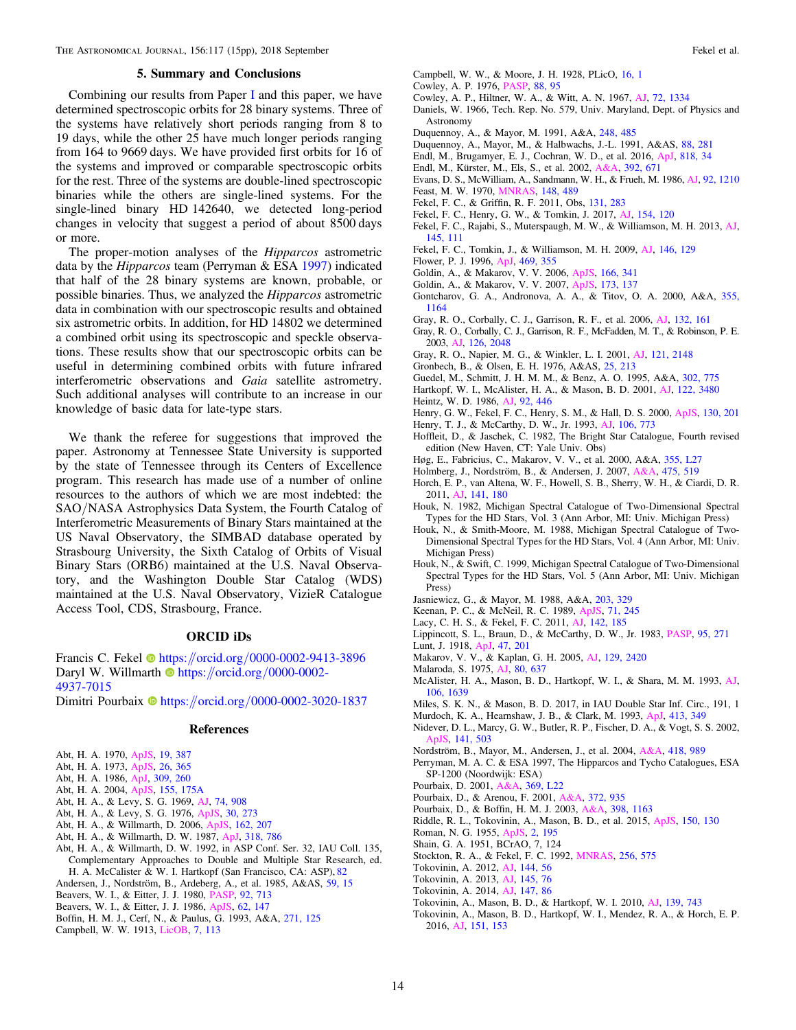## 5. Summary and Conclusions

Combining our results from Paper I and this paper, we have determined spectroscopic orbits for 28 binary systems. Three of the systems have relatively short periods ranging from 8 to 19 days, while the other 25 have much longer periods ranging from 164 to 9669 days. We have provided first orbits for 16 of the systems and improved or comparable spectroscopic orbits for the rest. Three of the systems are double-lined spectroscopic binaries while the others are single-lined systems. For the single-lined binary HD 142640, we detected long-period changes in velocity that suggest a period of about 8500 days or more.

The proper-motion analyses of the *Hipparcos* astrometric data by the *Hipparcos* team (Perryman & ESA 1997) indicated that half of the 28 binary systems are known, probable, or possible binaries. Thus, we analyzed the *Hipparcos* astrometric data in combination with our spectroscopic results and obtained six astrometric orbits. In addition, for HD 14802 we determined a combined orbit using its spectroscopic and speckle observations. These results show that our spectroscopic orbits can be useful in determining combined orbits with future infrared interferometric observations and *Gaia* satellite astrometry. Such additional analyses will contribute to an increase in our knowledge of basic data for late-type stars.

We thank the referee for suggestions that improved the paper. Astronomy at Tennessee State University is supported by the state of Tennessee through its Centers of Excellence program. This research has made use of a number of online resources to the authors of which we are most indebted: the SAO/NASA Astrophysics Data System, the Fourth Catalog of Interferometric Measurements of Binary Stars maintained at the US Naval Observatory, the SIMBAD database operated by Strasbourg University, the Sixth Catalog of Orbits of Visual Binary Stars (ORB6) maintained at the U.S. Naval Observatory, and the Washington Double Star Catalog (WDS) maintained at the U.S. Naval Observatory, VizieR Catalogue Access Tool, CDS, Strasbourg, France.

## ORCID iDs

Francis C. Fekel https://orcid.org/0000-0002-9413-3896
Daryl W. Willmarth https://orcid.org/0000-0002-4937-7015
Dimitri Pourbaix https://orcid.org/0000-0002-3020-1837

## References

Abt, H. A. 1970, ApJS, 19, 387
Abt, H. A. 1973, ApJS, 26, 365
Abt, H. A. 1986, ApJ, 309, 260
Abt, H. A. 2004, ApJS, 155, 175A
Abt, H. A., & Levy, S. G. 1969, AJ, 74, 908
Abt, H. A., & Levy, S. G. 1976, ApJS, 30, 273
Abt, H. A., & Willmarth, D. 2006, ApJS, 162, 207
Abt, H. A., & Willmarth, D. W. 1987, ApJ, 318, 786
Abt, H. A., & Willmarth, D. W. 1992, in ASP Conf. Ser. 32, IAU Coll. 135, Complementary Approaches to Double and Multiple Star Research, ed. H. A. McCalister & W. I. Hartkopf (San Francisco, CA: ASP), 82
Andersen, J., Nordström, B., Ardeberg, A., et al. 1985, A&AS, 59, 15
Beavers, W. I., & Eitter, J. J. 1980, PASP, 92, 713
Beavers, W. I., & Eitter, J. J. 1986, ApJS, 62, 147
Boffin, H. M. J., Cerf, N., & Paulus, G. 1993, A&A, 271, 125
Campbell, W. W. 1913, LicOB, 7, 113
Campbell, W. W., & Moore, J. H. 1928, PLicO, 16, 1
Cowley, A. P. 1976, PASP, 88, 95
Cowley, A. P., Hiltner, W. A., & Witt, A. N. 1967, AJ, 72, 1334
Daniels, W. 1966, Tech. Rep. No. 579, Univ. Maryland, Dept. of Physics and Astronomy
Duquennoy, A., & Mayor, M. 1991, A&A, 248, 485
Duquennoy, A., Mayor, M., & Halbwachs, J.-L. 1991, A&AS, 88, 281
Endl, M., Brugamyer, E. J., Cochran, W. D., et al. 2016, ApJ, 818, 34
Endl, M., Kürster, M., Els, S., et al. 2002, A&A, 392, 671
Evans, D. S., McWilliam, A., Sandmann, W. H., & Frueh, M. 1986, AJ, 92, 1210
Feast, M. W. 1970, MNRAS, 148, 489
Fekel, F. C., & Griffin, R. F. 2011, Obs, 131, 283
Fekel, F. C., Henry, G. W., & Tomkin, J. 2017, AJ, 154, 120
Fekel, F. C., Rajabi, S., Muterspaugh, M. W., & Williamson, M. H. 2013, AJ, 145, 111
Fekel, F. C., Tomkin, J., & Williamson, M. H. 2009, AJ, 146, 129
Flower, P. J. 1996, ApJ, 469, 355
Goldin, A., & Makarov, V. V. 2006, ApJS, 166, 341
Goldin, A., & Makarov, V. V. 2007, ApJS, 173, 137
Gontcharov, G. A., Andronova, A. A., & Titov, O. A. 2000, A&A, 355, 1164
Gray, R. O., Corbally, C. J., Garrison, R. F., et al. 2006, AJ, 132, 161
Gray, R. O., Corbally, C. J., Garrison, R. F., McFadden, M. T., & Robinson, P. E. 2003, AJ, 126, 2048
Gray, R. O., Napier, M. G., & Winkler, L. I. 2001, AJ, 121, 2148
Gronbech, B., & Olsen, E. H. 1976, A&AS, 25, 213
Guedel, M., Schmitt, J. H. M. M., & Benz, A. O. 1995, A&A, 302, 775
Hartkopf, W. I., McAlister, H. A., & Mason, B. D. 2001, AJ, 122, 3480
Heintz, W. D. 1986, AJ, 92, 446
Henry, G. W., Fekel, F. C., Henry, S. M., & Hall, D. S. 2000, ApJS, 130, 201
Henry, T. J., & McCarthy, D. W., Jr. 1993, AJ, 106, 773
Hoffleit, D., & Jaschek, C. 1982, The Bright Star Catalogue, Fourth revised edition (New Haven, CT: Yale Univ. Obs)
Høg, E., Fabricius, C., Makarov, V. V., et al. 2000, A&A, 355, L27
Holmberg, J., Nordström, B., & Andersen, J. 2007, A&A, 475, 519
Horch, E. P., van Altena, W. F., Howell, S. B., Sherry, W. H., & Ciardi, D. R. 2011, AJ, 141, 180
Houk, N. 1982, Michigan Spectral Catalogue of Two-Dimensional Spectral Types for the HD Stars, Vol. 3 (Ann Arbor, MI: Univ. Michigan Press)
Houk, N., & Smith-Moore, M. 1988, Michigan Spectral Catalogue of Two-Dimensional Spectral Types for the HD Stars, Vol. 4 (Ann Arbor, MI: Univ. Michigan Press)
Houk, N., & Swift, C. 1999, Michigan Spectral Catalogue of Two-Dimensional Spectral Types for the HD Stars, Vol. 5 (Ann Arbor, MI: Univ. Michigan Press)
Jasniewicz, G., & Mayor, M. 1988, A&A, 203, 329
Keenan, P. C., & McNeil, R. C. 1989, ApJS, 71, 245
Lacy, C. H. S., & Fekel, F. C. 2011, AJ, 142, 185
Lippincott, S. L., Braun, D., & McCarthy, D. W., Jr. 1983, PASP, 95, 271
Lunt, J. 1918, ApJ, 47, 201
Makarov, V. V., & Kaplan, G. H. 2005, AJ, 129, 2420
Malaroda, S. 1975, AJ, 80, 637
McAlister, H. A., Mason, B. D., Hartkopf, W. I., & Shara, M. M. 1993, AJ, 106, 1639
Miles, S. K. N., & Mason, B. D. 2017, in IAU Double Star Inf. Circ., 191, 1
Murdoch, K. A., Hearnshaw, J. B., & Clark, M. 1993, ApJ, 413, 349
Nidever, D. L., Marcy, G. W., Butler, R. P., Fischer, D. A., & Vogt, S. S. 2002, ApJS, 141, 503
Nordström, B., Mayor, M., Andersen, J., et al. 2004, A&A, 418, 989
Perryman, M. A. C. & ESA 1997, The Hipparcos and Tycho Catalogues, ESA SP-1200 (Noordwijk: ESA)
Pourbaix, D. 2001, A&A, 369, L22
Pourbaix, D., & Arenou, F. 2001, A&A, 372, 935
Pourbaix, D., & Boffin, H. M. J. 2003, A&A, 398, 1163
Riddle, R. L., Tokovinin, A., Mason, B. D., et al. 2015, ApJS, 150, 130
Roman, N. G. 1955, ApJS, 2, 195
Shain, G. A. 1951, BCrAO, 7, 124
Stockton, R. A., & Fekel, F. C. 1992, MNRAS, 256, 575
Tokovinin, A. 2012, AJ, 144, 56
Tokovinin, A. 2013, AJ, 145, 76
Tokovinin, A. 2014, AJ, 147, 86
Tokovinin, A., Mason, B. D., & Hartkopf, W. I. 2010, AJ, 139, 743
Tokovinin, A., Mason, B. D., Hartkopf, W. I., Mendez, R. A., & Horch, E. P. 2016, AJ, 151, 153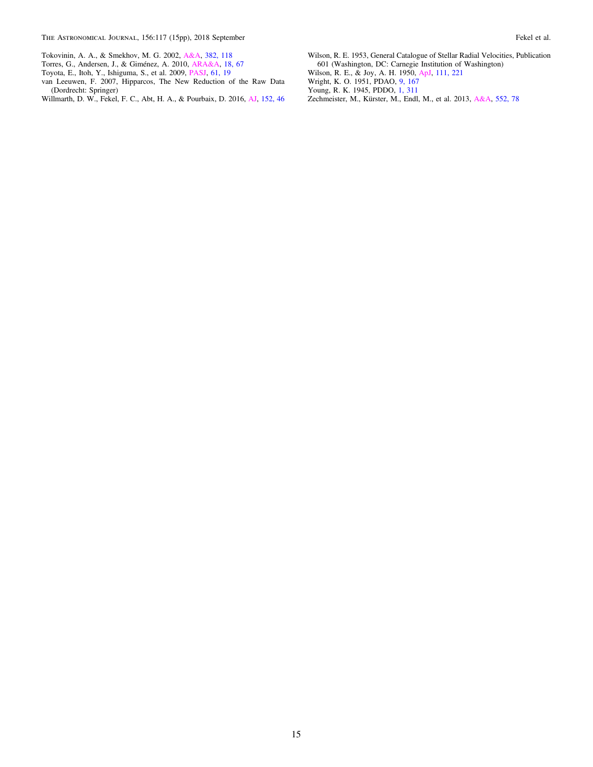Tokovinin, A. A., & Smekhov, M. G. 2002, A&A, 382, 118

Torres, G., Andersen, J., & Giménez, A. 2010, ARA&A, 18, 67

Toyota, E., Itoh, Y., Ishiguma, S., et al. 2009, PASJ, 61, 19

van Leeuwen, F. 2007, Hipparcos, The New Reduction of the Raw Data (Dordrecht: Springer)

Willmarth, D. W., Fekel, F. C., Abt, H. A., & Pourbaix, D. 2016, AJ, 152, 46

Wilson, R. E. 1953, General Catalogue of Stellar Radial Velocities, Publication 601 (Washington, DC: Carnegie Institution of Washington)

Wilson, R. E., & Joy, A. H. 1950, ApJ, 111, 221

Wright, K. O. 1951, PDAO, 9, 167

Young, R. K. 1945, PDDO, 1, 311

Zechmeister, M., Kürster, M., Endl, M., et al. 2013, A&A, 552, 78